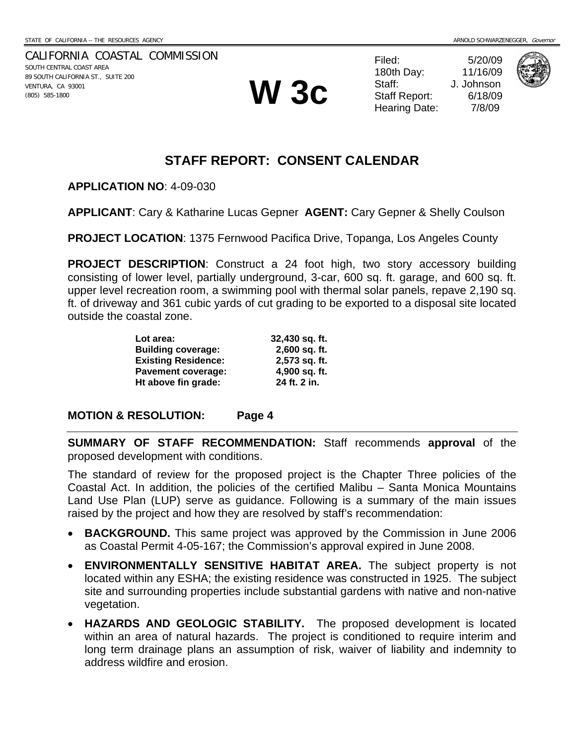STATE OF CALIFORNIA -- THE RESOURCES AGENCY ARNOLD SCHWARZENEGGER, *Governor*

CALIFORNIA COASTAL COMMISSION
SOUTH CENTRAL COAST AREA
89 SOUTH CALIFORNIA ST., SUITE 200
VENTURA, CA 93001
(805) 585-1800

# W 3c

| | |
|---|---|
| Filed: | 5/20/09 |
| 180th Day: | 11/16/09 |
| Staff: | J. Johnson |
| Staff Report: | 6/18/09 |
| Hearing Date: | 7/8/09 |

## STAFF REPORT: CONSENT CALENDAR

**APPLICATION NO**: 4-09-030

**APPLICANT**: Cary & Katharine Lucas Gepner **AGENT:** Cary Gepner & Shelly Coulson

**PROJECT LOCATION**: 1375 Fernwood Pacifica Drive, Topanga, Los Angeles County

**PROJECT DESCRIPTION**: Construct a 24 foot high, two story accessory building consisting of lower level, partially underground, 3-car, 600 sq. ft. garage, and 600 sq. ft. upper level recreation room, a swimming pool with thermal solar panels, repave 2,190 sq. ft. of driveway and 361 cubic yards of cut grading to be exported to a disposal site located outside the coastal zone.

| | |
|---|---|
| **Lot area:** | **32,430 sq. ft.** |
| **Building coverage:** | **2,600 sq. ft.** |
| **Existing Residence:** | **2,573 sq. ft.** |
| **Pavement coverage:** | **4,900 sq. ft.** |
| **Ht above fin grade:** | **24 ft. 2 in.** |

**MOTION & RESOLUTION: Page 4**

**SUMMARY OF STAFF RECOMMENDATION:** Staff recommends **approval** of the proposed development with conditions.

The standard of review for the proposed project is the Chapter Three policies of the Coastal Act. In addition, the policies of the certified Malibu – Santa Monica Mountains Land Use Plan (LUP) serve as guidance. Following is a summary of the main issues raised by the project and how they are resolved by staff's recommendation:

- **BACKGROUND.** This same project was approved by the Commission in June 2006 as Coastal Permit 4-05-167; the Commission's approval expired in June 2008.
- **ENVIRONMENTALLY SENSITIVE HABITAT AREA.** The subject property is not located within any ESHA; the existing residence was constructed in 1925. The subject site and surrounding properties include substantial gardens with native and non-native vegetation.
- **HAZARDS AND GEOLOGIC STABILITY.** The proposed development is located within an area of natural hazards. The project is conditioned to require interim and long term drainage plans an assumption of risk, waiver of liability and indemnity to address wildfire and erosion.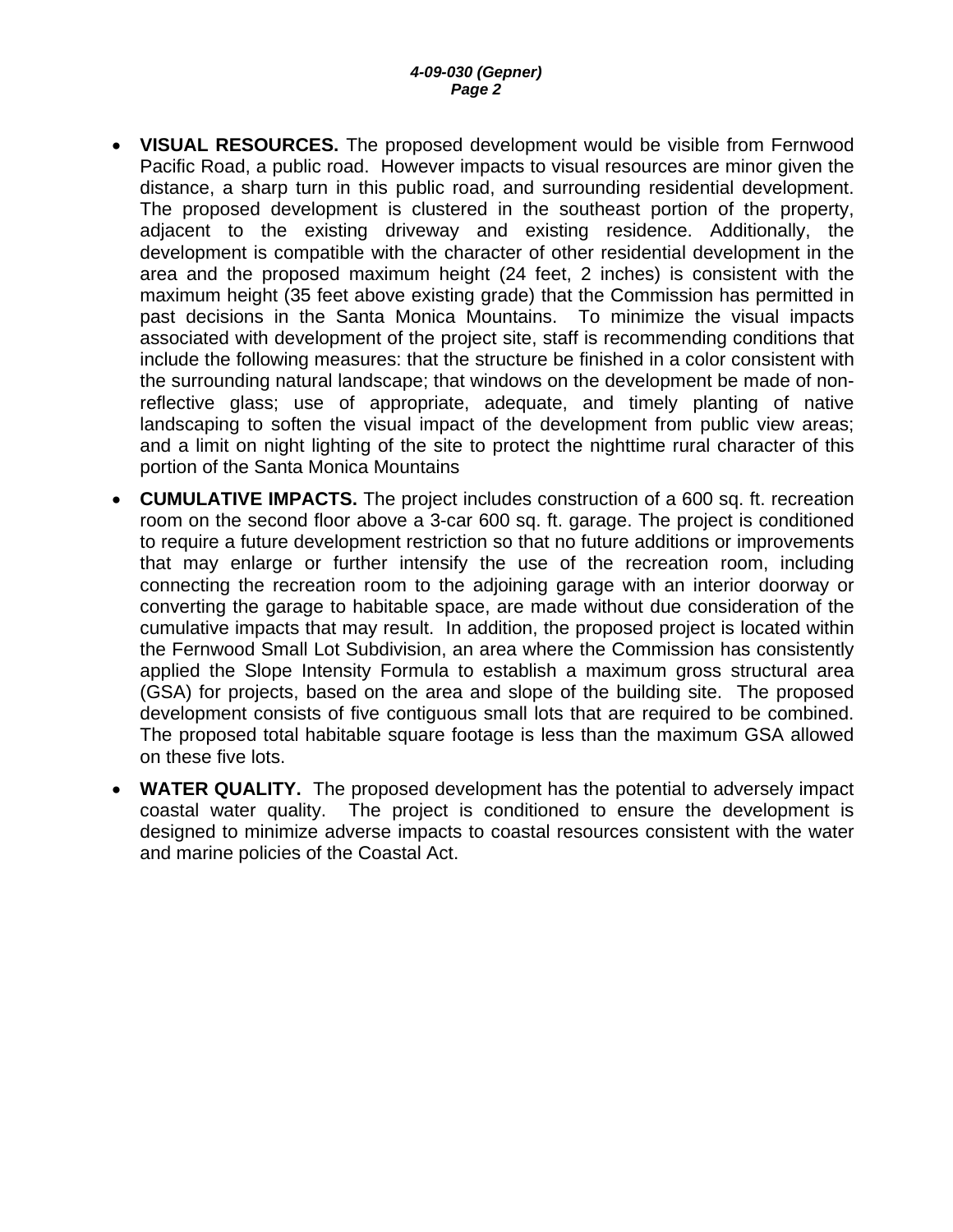- **VISUAL RESOURCES.** The proposed development would be visible from Fernwood Pacific Road, a public road. However impacts to visual resources are minor given the distance, a sharp turn in this public road, and surrounding residential development. The proposed development is clustered in the southeast portion of the property, adjacent to the existing driveway and existing residence. Additionally, the development is compatible with the character of other residential development in the area and the proposed maximum height (24 feet, 2 inches) is consistent with the maximum height (35 feet above existing grade) that the Commission has permitted in past decisions in the Santa Monica Mountains. To minimize the visual impacts associated with development of the project site, staff is recommending conditions that include the following measures: that the structure be finished in a color consistent with the surrounding natural landscape; that windows on the development be made of non-reflective glass; use of appropriate, adequate, and timely planting of native landscaping to soften the visual impact of the development from public view areas; and a limit on night lighting of the site to protect the nighttime rural character of this portion of the Santa Monica Mountains

- **CUMULATIVE IMPACTS.** The project includes construction of a 600 sq. ft. recreation room on the second floor above a 3-car 600 sq. ft. garage. The project is conditioned to require a future development restriction so that no future additions or improvements that may enlarge or further intensify the use of the recreation room, including connecting the recreation room to the adjoining garage with an interior doorway or converting the garage to habitable space, are made without due consideration of the cumulative impacts that may result. In addition, the proposed project is located within the Fernwood Small Lot Subdivision, an area where the Commission has consistently applied the Slope Intensity Formula to establish a maximum gross structural area (GSA) for projects, based on the area and slope of the building site. The proposed development consists of five contiguous small lots that are required to be combined. The proposed total habitable square footage is less than the maximum GSA allowed on these five lots.

- **WATER QUALITY.** The proposed development has the potential to adversely impact coastal water quality. The project is conditioned to ensure the development is designed to minimize adverse impacts to coastal resources consistent with the water and marine policies of the Coastal Act.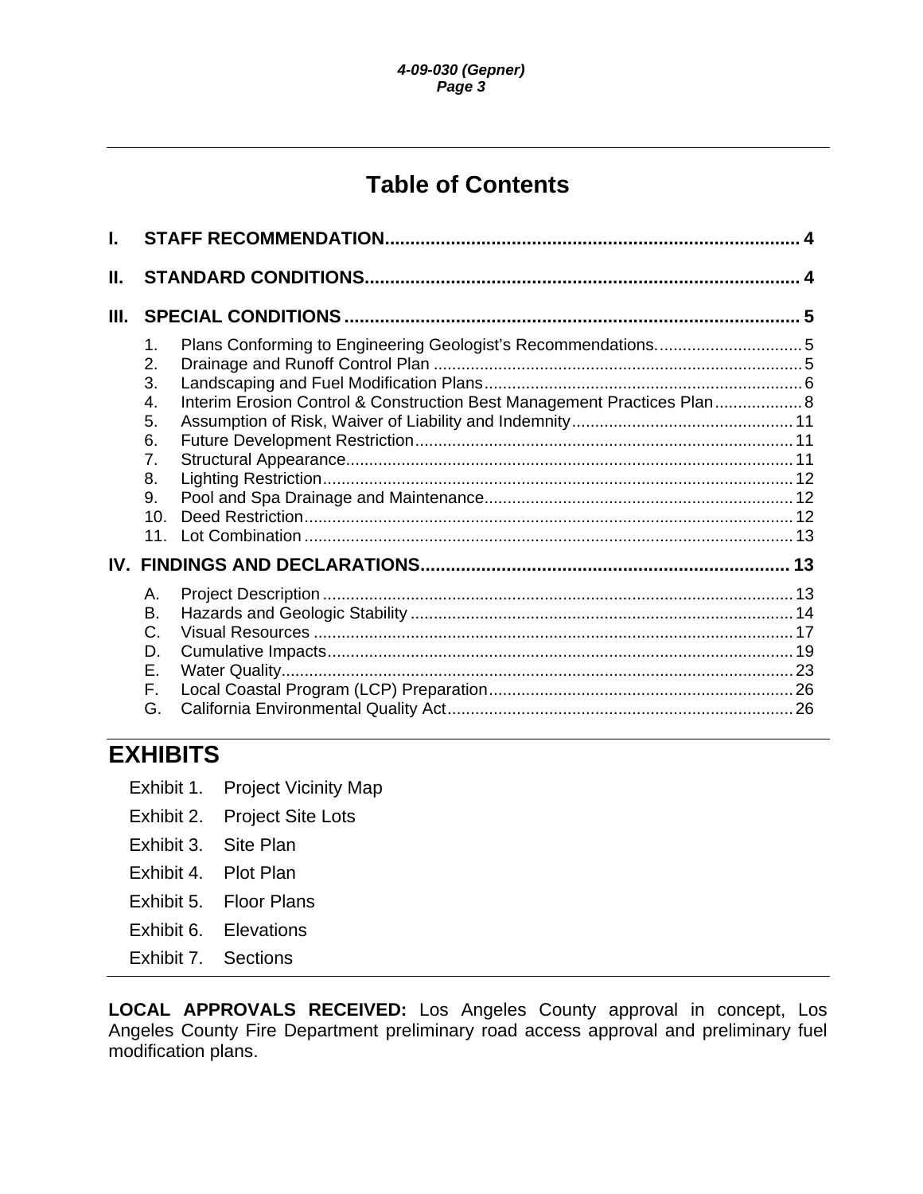# Table of Contents

**I. STAFF RECOMMENDATION................................................................................. 4**

**II. STANDARD CONDITIONS..................................................................................... 4**

**III. SPECIAL CONDITIONS ......................................................................................... 5**

1. Plans Conforming to Engineering Geologist's Recommendations................................5
2. Drainage and Runoff Control Plan ...............................................................................5
3. Landscaping and Fuel Modification Plans....................................................................6
4. Interim Erosion Control & Construction Best Management Practices Plan...................8
5. Assumption of Risk, Waiver of Liability and Indemnity...............................................11
6. Future Development Restriction.................................................................................11
7. Structural Appearance................................................................................................11
8. Lighting Restriction....................................................................................................12
9. Pool and Spa Drainage and Maintenance..................................................................12
10. Deed Restriction........................................................................................................12
11. Lot Combination ........................................................................................................13

**IV. FINDINGS AND DECLARATIONS........................................................................ 13**

A. Project Description .....................................................................................................13
B. Hazards and Geologic Stability ..................................................................................14
C. Visual Resources .......................................................................................................17
D. Cumulative Impacts....................................................................................................19
E. Water Quality..............................................................................................................23
F. Local Coastal Program (LCP) Preparation.................................................................26
G. California Environmental Quality Act..........................................................................26

# EXHIBITS

Exhibit 1. Project Vicinity Map

Exhibit 2. Project Site Lots

Exhibit 3. Site Plan

Exhibit 4. Plot Plan

Exhibit 5. Floor Plans

Exhibit 6. Elevations

Exhibit 7. Sections

**LOCAL APPROVALS RECEIVED:** Los Angeles County approval in concept, Los Angeles County Fire Department preliminary road access approval and preliminary fuel modification plans.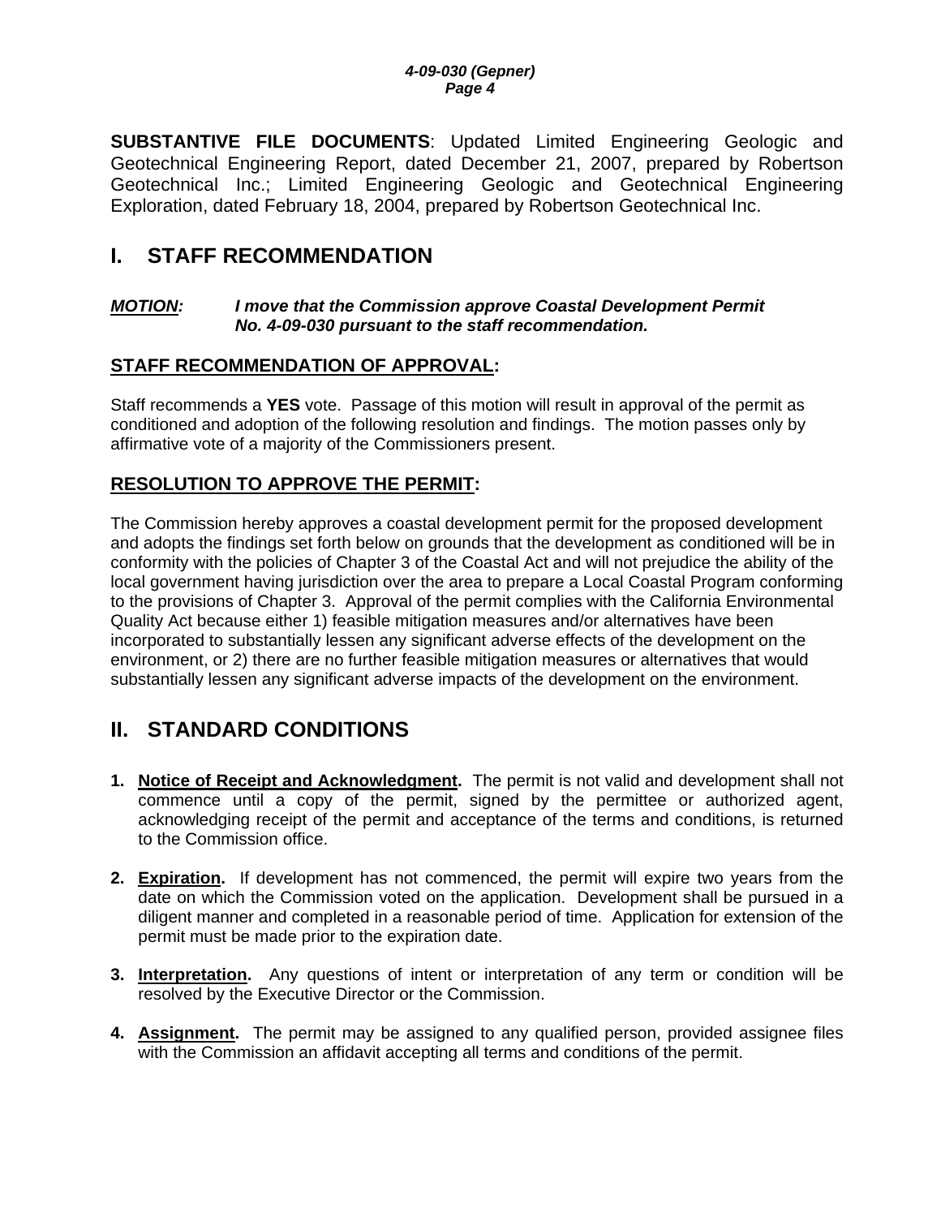**SUBSTANTIVE FILE DOCUMENTS**: Updated Limited Engineering Geologic and Geotechnical Engineering Report, dated December 21, 2007, prepared by Robertson Geotechnical Inc.; Limited Engineering Geologic and Geotechnical Engineering Exploration, dated February 18, 2004, prepared by Robertson Geotechnical Inc.

# I. STAFF RECOMMENDATION

***MOTION:*** ***I move that the Commission approve Coastal Development Permit No. 4-09-030 pursuant to the staff recommendation.***

## STAFF RECOMMENDATION OF APPROVAL:

Staff recommends a **YES** vote. Passage of this motion will result in approval of the permit as conditioned and adoption of the following resolution and findings. The motion passes only by affirmative vote of a majority of the Commissioners present.

## RESOLUTION TO APPROVE THE PERMIT:

The Commission hereby approves a coastal development permit for the proposed development and adopts the findings set forth below on grounds that the development as conditioned will be in conformity with the policies of Chapter 3 of the Coastal Act and will not prejudice the ability of the local government having jurisdiction over the area to prepare a Local Coastal Program conforming to the provisions of Chapter 3. Approval of the permit complies with the California Environmental Quality Act because either 1) feasible mitigation measures and/or alternatives have been incorporated to substantially lessen any significant adverse effects of the development on the environment, or 2) there are no further feasible mitigation measures or alternatives that would substantially lessen any significant adverse impacts of the development on the environment.

# II. STANDARD CONDITIONS

1. **Notice of Receipt and Acknowledgment.** The permit is not valid and development shall not commence until a copy of the permit, signed by the permittee or authorized agent, acknowledging receipt of the permit and acceptance of the terms and conditions, is returned to the Commission office.

2. **Expiration.** If development has not commenced, the permit will expire two years from the date on which the Commission voted on the application. Development shall be pursued in a diligent manner and completed in a reasonable period of time. Application for extension of the permit must be made prior to the expiration date.

3. **Interpretation.** Any questions of intent or interpretation of any term or condition will be resolved by the Executive Director or the Commission.

4. **Assignment.** The permit may be assigned to any qualified person, provided assignee files with the Commission an affidavit accepting all terms and conditions of the permit.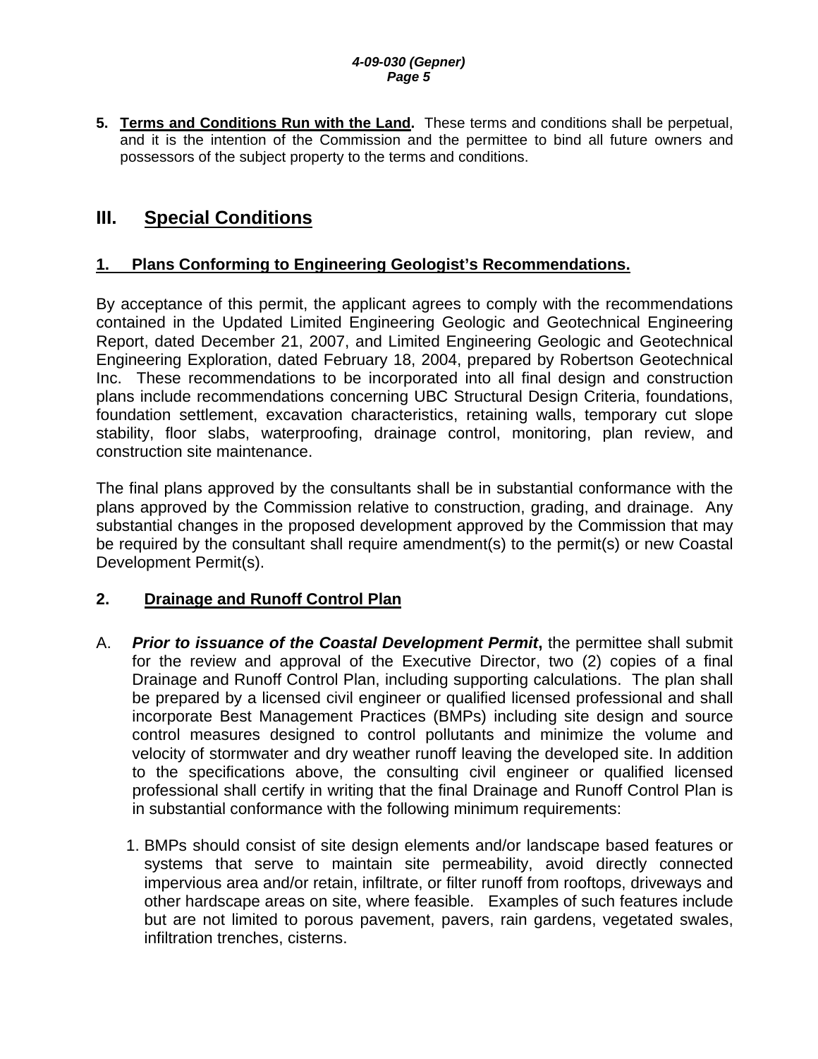5. **Terms and Conditions Run with the Land.** These terms and conditions shall be perpetual, and it is the intention of the Commission and the permittee to bind all future owners and possessors of the subject property to the terms and conditions.

## III. Special Conditions

### 1. Plans Conforming to Engineering Geologist's Recommendations.

By acceptance of this permit, the applicant agrees to comply with the recommendations contained in the Updated Limited Engineering Geologic and Geotechnical Engineering Report, dated December 21, 2007, and Limited Engineering Geologic and Geotechnical Engineering Exploration, dated February 18, 2004, prepared by Robertson Geotechnical Inc. These recommendations to be incorporated into all final design and construction plans include recommendations concerning UBC Structural Design Criteria, foundations, foundation settlement, excavation characteristics, retaining walls, temporary cut slope stability, floor slabs, waterproofing, drainage control, monitoring, plan review, and construction site maintenance.

The final plans approved by the consultants shall be in substantial conformance with the plans approved by the Commission relative to construction, grading, and drainage. Any substantial changes in the proposed development approved by the Commission that may be required by the consultant shall require amendment(s) to the permit(s) or new Coastal Development Permit(s).

### 2. Drainage and Runoff Control Plan

A. ***Prior to issuance of the Coastal Development Permit*****,** the permittee shall submit for the review and approval of the Executive Director, two (2) copies of a final Drainage and Runoff Control Plan, including supporting calculations. The plan shall be prepared by a licensed civil engineer or qualified licensed professional and shall incorporate Best Management Practices (BMPs) including site design and source control measures designed to control pollutants and minimize the volume and velocity of stormwater and dry weather runoff leaving the developed site. In addition to the specifications above, the consulting civil engineer or qualified licensed professional shall certify in writing that the final Drainage and Runoff Control Plan is in substantial conformance with the following minimum requirements:

1. BMPs should consist of site design elements and/or landscape based features or systems that serve to maintain site permeability, avoid directly connected impervious area and/or retain, infiltrate, or filter runoff from rooftops, driveways and other hardscape areas on site, where feasible. Examples of such features include but are not limited to porous pavement, pavers, rain gardens, vegetated swales, infiltration trenches, cisterns.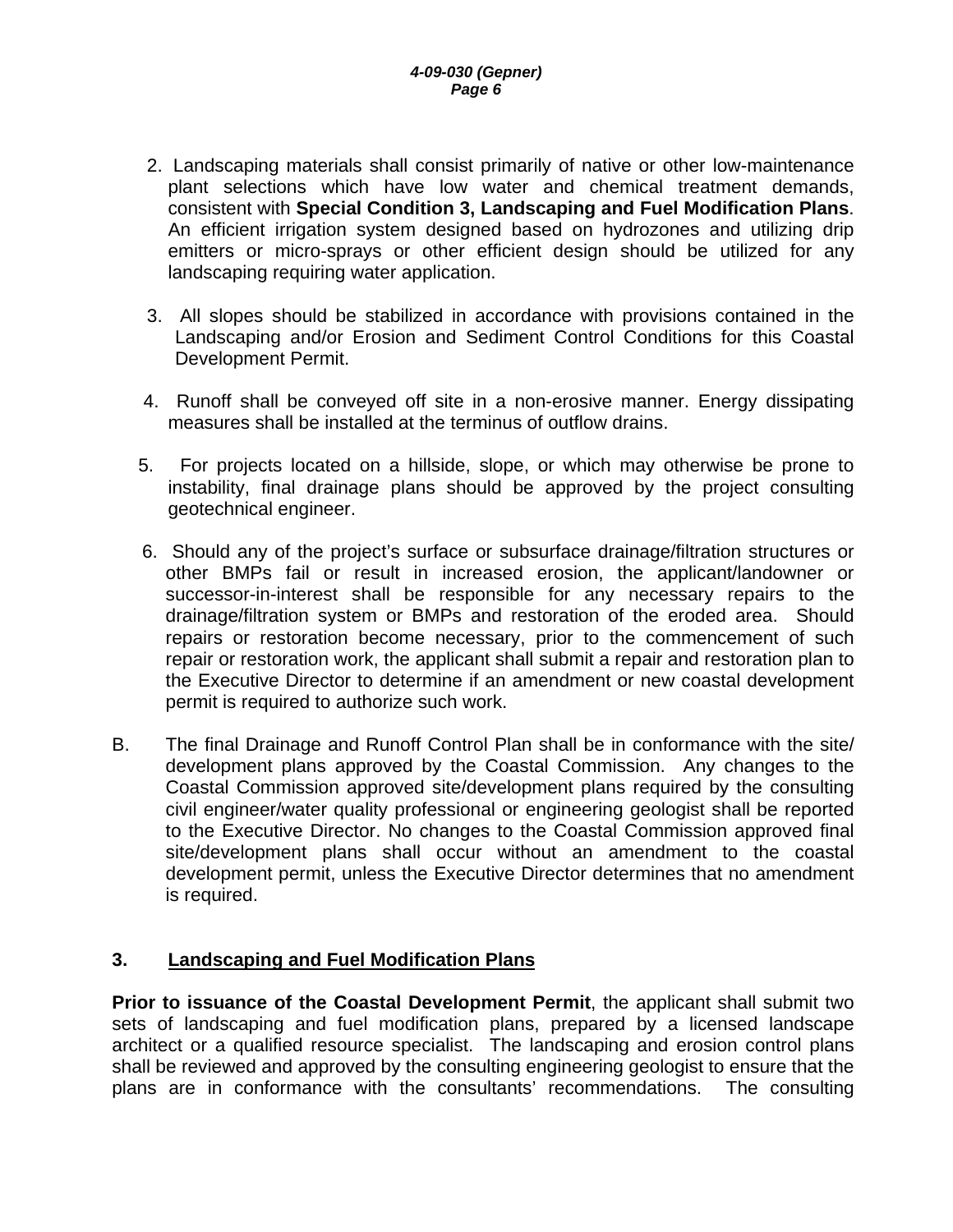2. Landscaping materials shall consist primarily of native or other low-maintenance plant selections which have low water and chemical treatment demands, consistent with **Special Condition 3, Landscaping and Fuel Modification Plans**. An efficient irrigation system designed based on hydrozones and utilizing drip emitters or micro-sprays or other efficient design should be utilized for any landscaping requiring water application.

3. All slopes should be stabilized in accordance with provisions contained in the Landscaping and/or Erosion and Sediment Control Conditions for this Coastal Development Permit.

4. Runoff shall be conveyed off site in a non-erosive manner. Energy dissipating measures shall be installed at the terminus of outflow drains.

5. For projects located on a hillside, slope, or which may otherwise be prone to instability, final drainage plans should be approved by the project consulting geotechnical engineer.

6. Should any of the project's surface or subsurface drainage/filtration structures or other BMPs fail or result in increased erosion, the applicant/landowner or successor-in-interest shall be responsible for any necessary repairs to the drainage/filtration system or BMPs and restoration of the eroded area. Should repairs or restoration become necessary, prior to the commencement of such repair or restoration work, the applicant shall submit a repair and restoration plan to the Executive Director to determine if an amendment or new coastal development permit is required to authorize such work.

B. The final Drainage and Runoff Control Plan shall be in conformance with the site/ development plans approved by the Coastal Commission. Any changes to the Coastal Commission approved site/development plans required by the consulting civil engineer/water quality professional or engineering geologist shall be reported to the Executive Director. No changes to the Coastal Commission approved final site/development plans shall occur without an amendment to the coastal development permit, unless the Executive Director determines that no amendment is required.

### 3. Landscaping and Fuel Modification Plans

**Prior to issuance of the Coastal Development Permit**, the applicant shall submit two sets of landscaping and fuel modification plans, prepared by a licensed landscape architect or a qualified resource specialist. The landscaping and erosion control plans shall be reviewed and approved by the consulting engineering geologist to ensure that the plans are in conformance with the consultants' recommendations. The consulting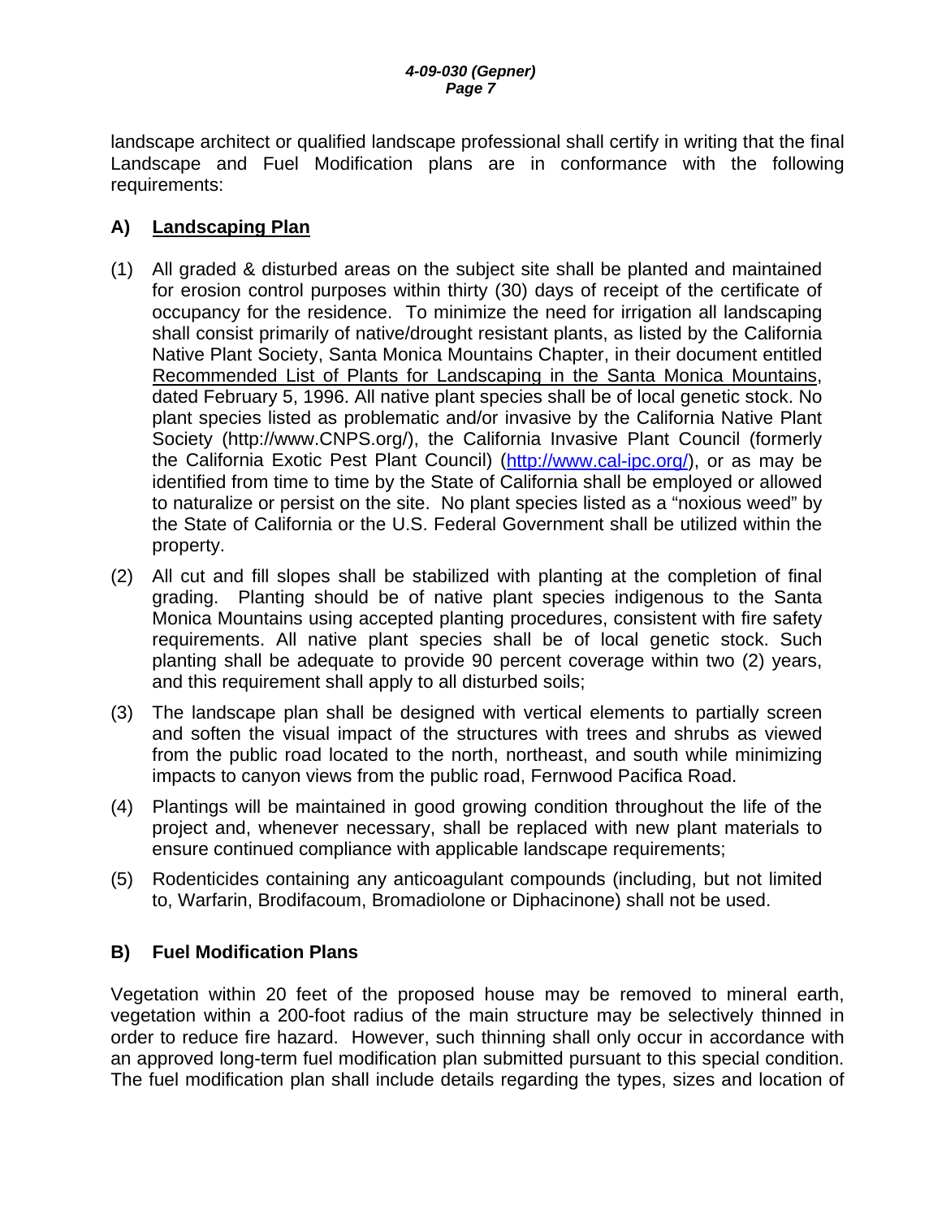landscape architect or qualified landscape professional shall certify in writing that the final Landscape and Fuel Modification plans are in conformance with the following requirements:

## A) <u>Landscaping Plan</u>

(1) All graded & disturbed areas on the subject site shall be planted and maintained for erosion control purposes within thirty (30) days of receipt of the certificate of occupancy for the residence. To minimize the need for irrigation all landscaping shall consist primarily of native/drought resistant plants, as listed by the California Native Plant Society, Santa Monica Mountains Chapter, in their document entitled <u>Recommended List of Plants for Landscaping in the Santa Monica Mountains</u>, dated February 5, 1996. All native plant species shall be of local genetic stock. No plant species listed as problematic and/or invasive by the California Native Plant Society (http://www.CNPS.org/), the California Invasive Plant Council (formerly the California Exotic Pest Plant Council) (http://www.cal-ipc.org/), or as may be identified from time to time by the State of California shall be employed or allowed to naturalize or persist on the site. No plant species listed as a "noxious weed" by the State of California or the U.S. Federal Government shall be utilized within the property.

(2) All cut and fill slopes shall be stabilized with planting at the completion of final grading. Planting should be of native plant species indigenous to the Santa Monica Mountains using accepted planting procedures, consistent with fire safety requirements. All native plant species shall be of local genetic stock. Such planting shall be adequate to provide 90 percent coverage within two (2) years, and this requirement shall apply to all disturbed soils;

(3) The landscape plan shall be designed with vertical elements to partially screen and soften the visual impact of the structures with trees and shrubs as viewed from the public road located to the north, northeast, and south while minimizing impacts to canyon views from the public road, Fernwood Pacifica Road.

(4) Plantings will be maintained in good growing condition throughout the life of the project and, whenever necessary, shall be replaced with new plant materials to ensure continued compliance with applicable landscape requirements;

(5) Rodenticides containing any anticoagulant compounds (including, but not limited to, Warfarin, Brodifacoum, Bromadiolone or Diphacinone) shall not be used.

## B) Fuel Modification Plans

Vegetation within 20 feet of the proposed house may be removed to mineral earth, vegetation within a 200-foot radius of the main structure may be selectively thinned in order to reduce fire hazard. However, such thinning shall only occur in accordance with an approved long-term fuel modification plan submitted pursuant to this special condition. The fuel modification plan shall include details regarding the types, sizes and location of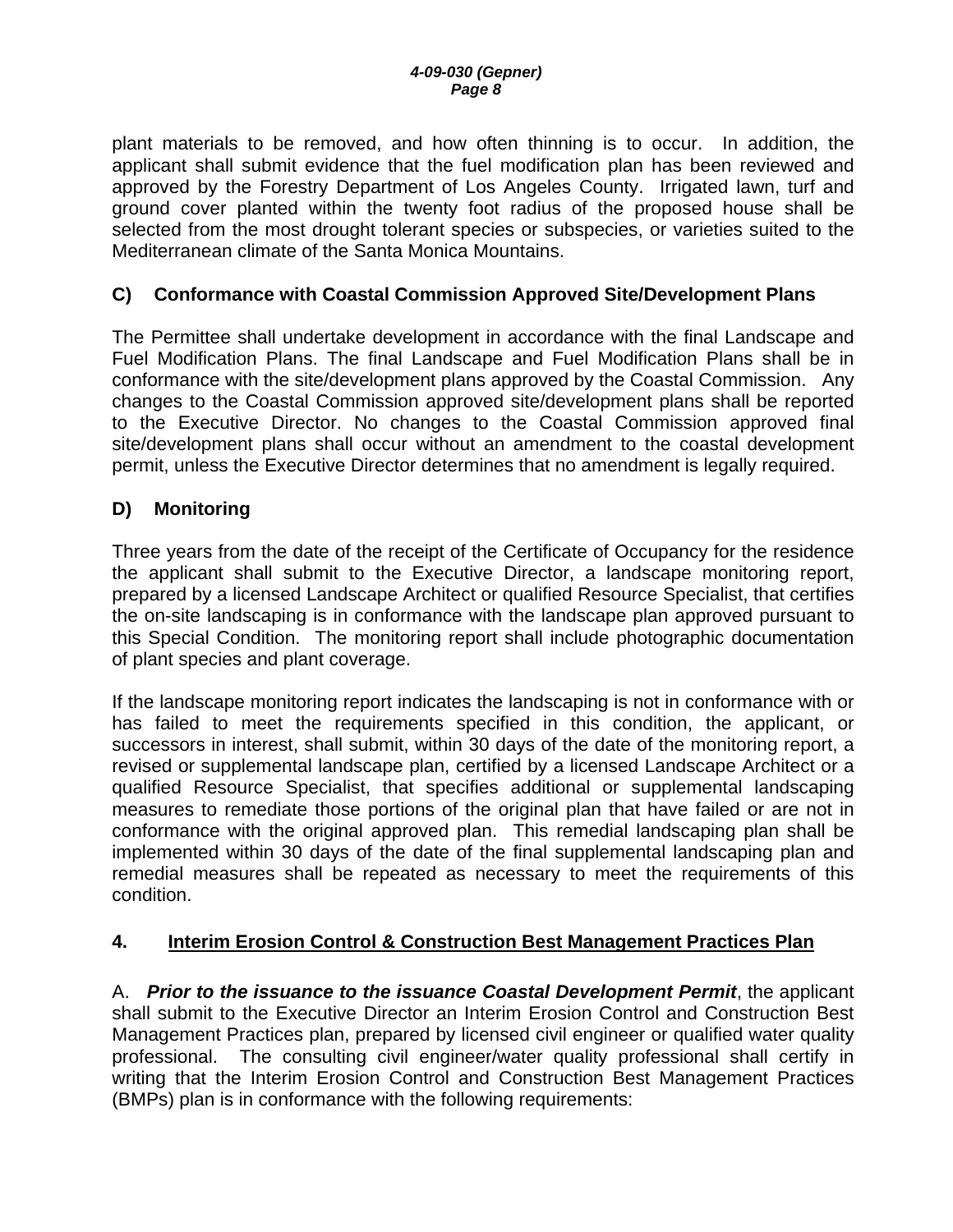plant materials to be removed, and how often thinning is to occur. In addition, the applicant shall submit evidence that the fuel modification plan has been reviewed and approved by the Forestry Department of Los Angeles County. Irrigated lawn, turf and ground cover planted within the twenty foot radius of the proposed house shall be selected from the most drought tolerant species or subspecies, or varieties suited to the Mediterranean climate of the Santa Monica Mountains.

### C) Conformance with Coastal Commission Approved Site/Development Plans

The Permittee shall undertake development in accordance with the final Landscape and Fuel Modification Plans. The final Landscape and Fuel Modification Plans shall be in conformance with the site/development plans approved by the Coastal Commission. Any changes to the Coastal Commission approved site/development plans shall be reported to the Executive Director. No changes to the Coastal Commission approved final site/development plans shall occur without an amendment to the coastal development permit, unless the Executive Director determines that no amendment is legally required.

### D) Monitoring

Three years from the date of the receipt of the Certificate of Occupancy for the residence the applicant shall submit to the Executive Director, a landscape monitoring report, prepared by a licensed Landscape Architect or qualified Resource Specialist, that certifies the on-site landscaping is in conformance with the landscape plan approved pursuant to this Special Condition. The monitoring report shall include photographic documentation of plant species and plant coverage.

If the landscape monitoring report indicates the landscaping is not in conformance with or has failed to meet the requirements specified in this condition, the applicant, or successors in interest, shall submit, within 30 days of the date of the monitoring report, a revised or supplemental landscape plan, certified by a licensed Landscape Architect or a qualified Resource Specialist, that specifies additional or supplemental landscaping measures to remediate those portions of the original plan that have failed or are not in conformance with the original approved plan. This remedial landscaping plan shall be implemented within 30 days of the date of the final supplemental landscaping plan and remedial measures shall be repeated as necessary to meet the requirements of this condition.

## 4. Interim Erosion Control & Construction Best Management Practices Plan

A. ***Prior to the issuance to the issuance Coastal Development Permit***, the applicant shall submit to the Executive Director an Interim Erosion Control and Construction Best Management Practices plan, prepared by licensed civil engineer or qualified water quality professional. The consulting civil engineer/water quality professional shall certify in writing that the Interim Erosion Control and Construction Best Management Practices (BMPs) plan is in conformance with the following requirements: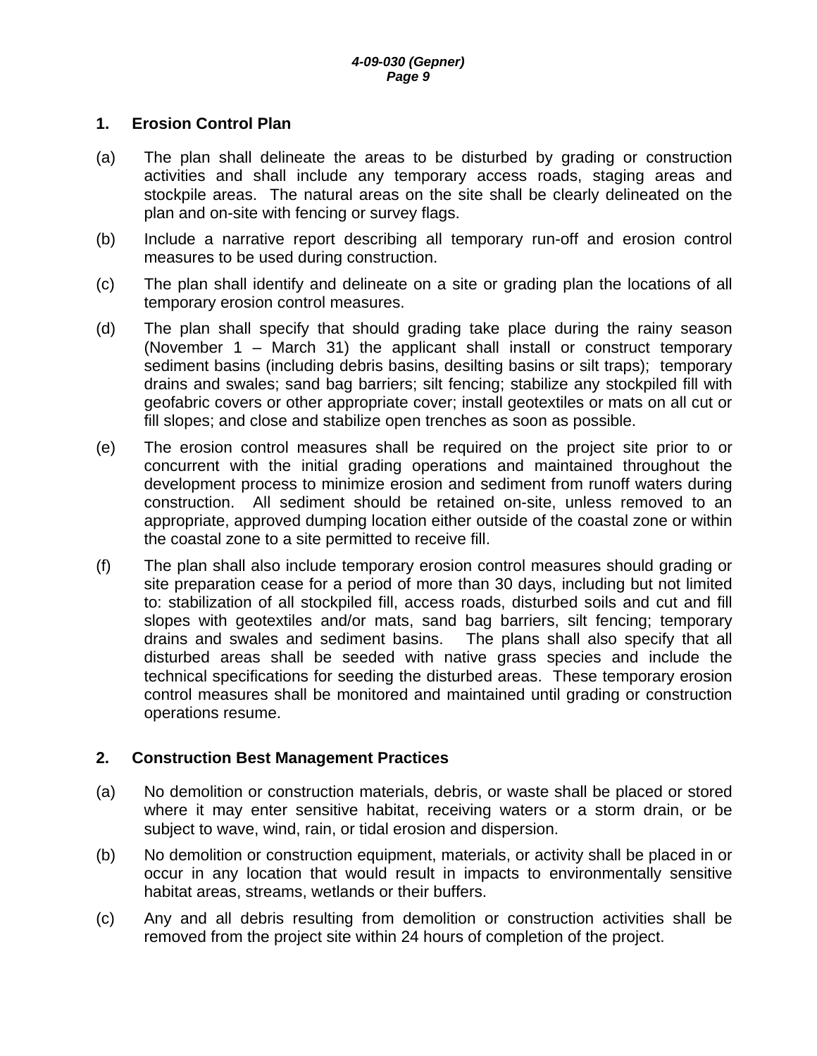## 1. Erosion Control Plan

(a) The plan shall delineate the areas to be disturbed by grading or construction activities and shall include any temporary access roads, staging areas and stockpile areas. The natural areas on the site shall be clearly delineated on the plan and on-site with fencing or survey flags.

(b) Include a narrative report describing all temporary run-off and erosion control measures to be used during construction.

(c) The plan shall identify and delineate on a site or grading plan the locations of all temporary erosion control measures.

(d) The plan shall specify that should grading take place during the rainy season (November 1 – March 31) the applicant shall install or construct temporary sediment basins (including debris basins, desilting basins or silt traps); temporary drains and swales; sand bag barriers; silt fencing; stabilize any stockpiled fill with geofabric covers or other appropriate cover; install geotextiles or mats on all cut or fill slopes; and close and stabilize open trenches as soon as possible.

(e) The erosion control measures shall be required on the project site prior to or concurrent with the initial grading operations and maintained throughout the development process to minimize erosion and sediment from runoff waters during construction. All sediment should be retained on-site, unless removed to an appropriate, approved dumping location either outside of the coastal zone or within the coastal zone to a site permitted to receive fill.

(f) The plan shall also include temporary erosion control measures should grading or site preparation cease for a period of more than 30 days, including but not limited to: stabilization of all stockpiled fill, access roads, disturbed soils and cut and fill slopes with geotextiles and/or mats, sand bag barriers, silt fencing; temporary drains and swales and sediment basins. The plans shall also specify that all disturbed areas shall be seeded with native grass species and include the technical specifications for seeding the disturbed areas. These temporary erosion control measures shall be monitored and maintained until grading or construction operations resume.

## 2. Construction Best Management Practices

(a) No demolition or construction materials, debris, or waste shall be placed or stored where it may enter sensitive habitat, receiving waters or a storm drain, or be subject to wave, wind, rain, or tidal erosion and dispersion.

(b) No demolition or construction equipment, materials, or activity shall be placed in or occur in any location that would result in impacts to environmentally sensitive habitat areas, streams, wetlands or their buffers.

(c) Any and all debris resulting from demolition or construction activities shall be removed from the project site within 24 hours of completion of the project.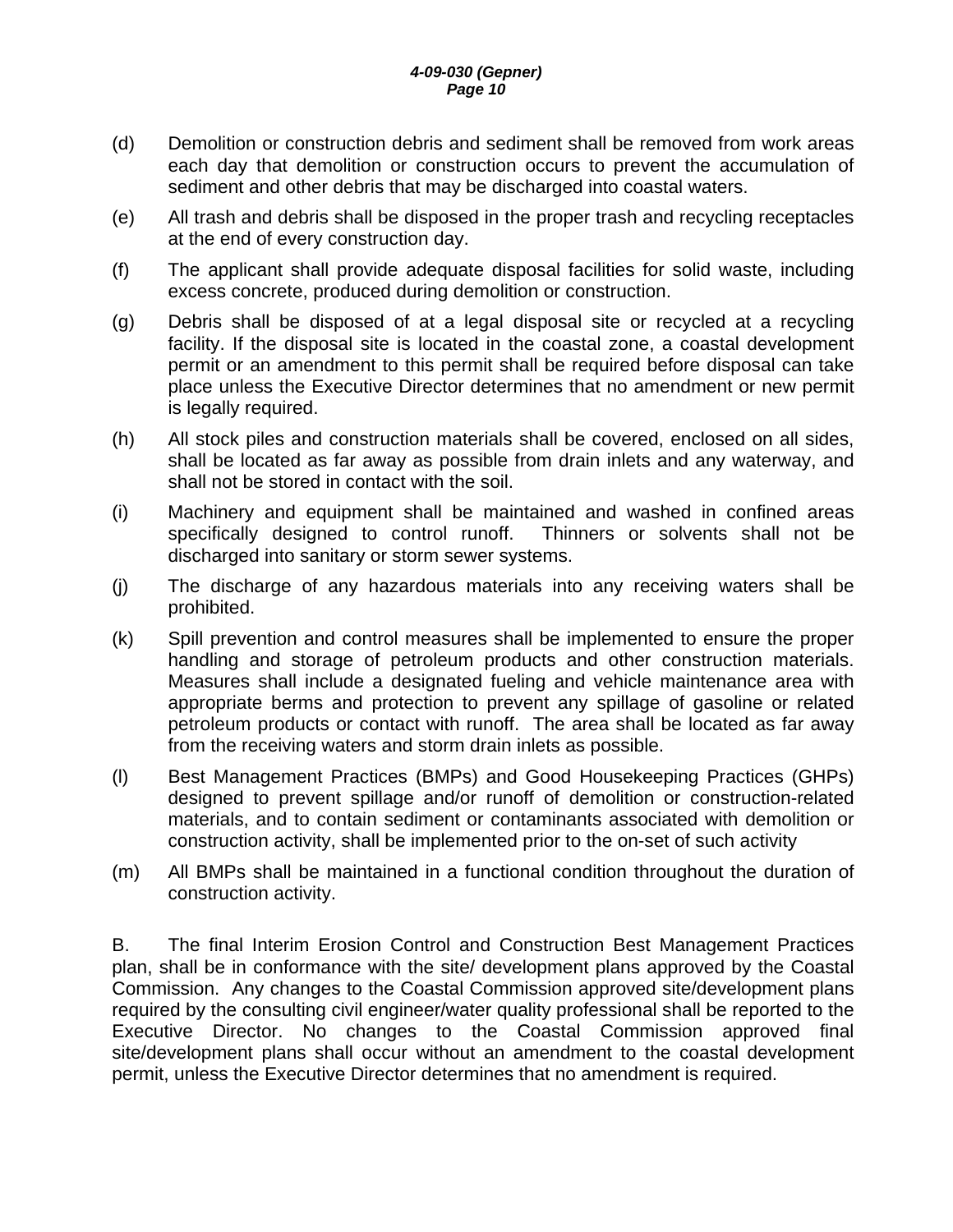(d) Demolition or construction debris and sediment shall be removed from work areas each day that demolition or construction occurs to prevent the accumulation of sediment and other debris that may be discharged into coastal waters.

(e) All trash and debris shall be disposed in the proper trash and recycling receptacles at the end of every construction day.

(f) The applicant shall provide adequate disposal facilities for solid waste, including excess concrete, produced during demolition or construction.

(g) Debris shall be disposed of at a legal disposal site or recycled at a recycling facility. If the disposal site is located in the coastal zone, a coastal development permit or an amendment to this permit shall be required before disposal can take place unless the Executive Director determines that no amendment or new permit is legally required.

(h) All stock piles and construction materials shall be covered, enclosed on all sides, shall be located as far away as possible from drain inlets and any waterway, and shall not be stored in contact with the soil.

(i) Machinery and equipment shall be maintained and washed in confined areas specifically designed to control runoff. Thinners or solvents shall not be discharged into sanitary or storm sewer systems.

(j) The discharge of any hazardous materials into any receiving waters shall be prohibited.

(k) Spill prevention and control measures shall be implemented to ensure the proper handling and storage of petroleum products and other construction materials. Measures shall include a designated fueling and vehicle maintenance area with appropriate berms and protection to prevent any spillage of gasoline or related petroleum products or contact with runoff. The area shall be located as far away from the receiving waters and storm drain inlets as possible.

(l) Best Management Practices (BMPs) and Good Housekeeping Practices (GHPs) designed to prevent spillage and/or runoff of demolition or construction-related materials, and to contain sediment or contaminants associated with demolition or construction activity, shall be implemented prior to the on-set of such activity

(m) All BMPs shall be maintained in a functional condition throughout the duration of construction activity.

B. The final Interim Erosion Control and Construction Best Management Practices plan, shall be in conformance with the site/ development plans approved by the Coastal Commission. Any changes to the Coastal Commission approved site/development plans required by the consulting civil engineer/water quality professional shall be reported to the Executive Director. No changes to the Coastal Commission approved final site/development plans shall occur without an amendment to the coastal development permit, unless the Executive Director determines that no amendment is required.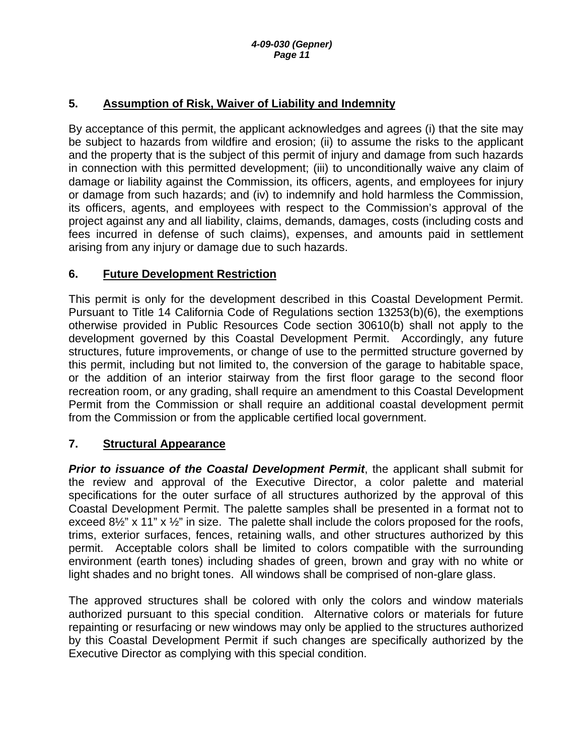### 5. Assumption of Risk, Waiver of Liability and Indemnity

By acceptance of this permit, the applicant acknowledges and agrees (i) that the site may be subject to hazards from wildfire and erosion; (ii) to assume the risks to the applicant and the property that is the subject of this permit of injury and damage from such hazards in connection with this permitted development; (iii) to unconditionally waive any claim of damage or liability against the Commission, its officers, agents, and employees for injury or damage from such hazards; and (iv) to indemnify and hold harmless the Commission, its officers, agents, and employees with respect to the Commission's approval of the project against any and all liability, claims, demands, damages, costs (including costs and fees incurred in defense of such claims), expenses, and amounts paid in settlement arising from any injury or damage due to such hazards.

### 6. Future Development Restriction

This permit is only for the development described in this Coastal Development Permit. Pursuant to Title 14 California Code of Regulations section 13253(b)(6), the exemptions otherwise provided in Public Resources Code section 30610(b) shall not apply to the development governed by this Coastal Development Permit. Accordingly, any future structures, future improvements, or change of use to the permitted structure governed by this permit, including but not limited to, the conversion of the garage to habitable space, or the addition of an interior stairway from the first floor garage to the second floor recreation room, or any grading, shall require an amendment to this Coastal Development Permit from the Commission or shall require an additional coastal development permit from the Commission or from the applicable certified local government.

### 7. Structural Appearance

***Prior to issuance of the Coastal Development Permit***, the applicant shall submit for the review and approval of the Executive Director, a color palette and material specifications for the outer surface of all structures authorized by the approval of this Coastal Development Permit. The palette samples shall be presented in a format not to exceed 8½" x 11" x ½" in size. The palette shall include the colors proposed for the roofs, trims, exterior surfaces, fences, retaining walls, and other structures authorized by this permit. Acceptable colors shall be limited to colors compatible with the surrounding environment (earth tones) including shades of green, brown and gray with no white or light shades and no bright tones. All windows shall be comprised of non-glare glass.

The approved structures shall be colored with only the colors and window materials authorized pursuant to this special condition. Alternative colors or materials for future repainting or resurfacing or new windows may only be applied to the structures authorized by this Coastal Development Permit if such changes are specifically authorized by the Executive Director as complying with this special condition.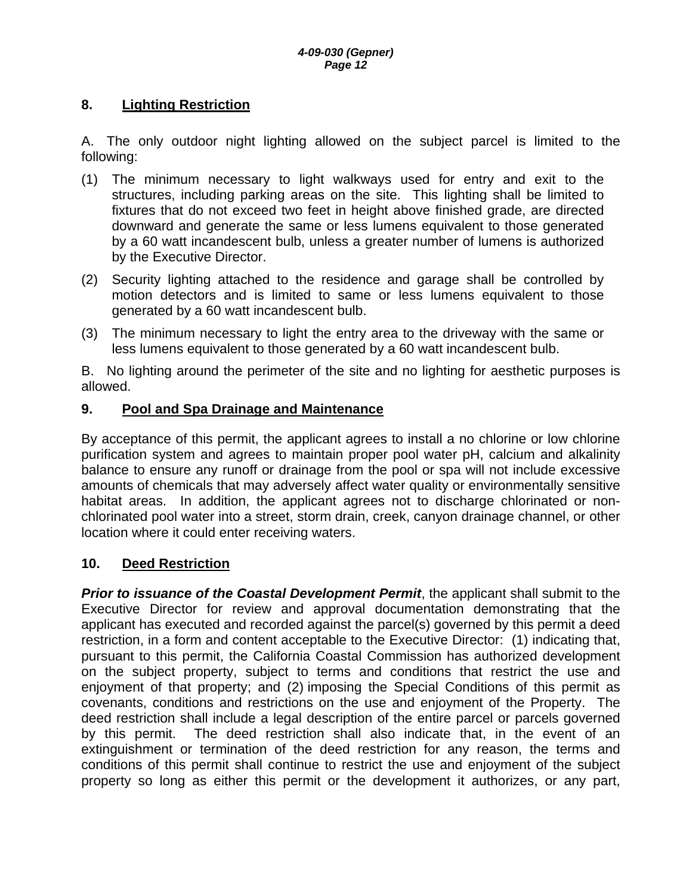## 8. Lighting Restriction

A. The only outdoor night lighting allowed on the subject parcel is limited to the following:

(1) The minimum necessary to light walkways used for entry and exit to the structures, including parking areas on the site. This lighting shall be limited to fixtures that do not exceed two feet in height above finished grade, are directed downward and generate the same or less lumens equivalent to those generated by a 60 watt incandescent bulb, unless a greater number of lumens is authorized by the Executive Director.

(2) Security lighting attached to the residence and garage shall be controlled by motion detectors and is limited to same or less lumens equivalent to those generated by a 60 watt incandescent bulb.

(3) The minimum necessary to light the entry area to the driveway with the same or less lumens equivalent to those generated by a 60 watt incandescent bulb.

B. No lighting around the perimeter of the site and no lighting for aesthetic purposes is allowed.

## 9. Pool and Spa Drainage and Maintenance

By acceptance of this permit, the applicant agrees to install a no chlorine or low chlorine purification system and agrees to maintain proper pool water pH, calcium and alkalinity balance to ensure any runoff or drainage from the pool or spa will not include excessive amounts of chemicals that may adversely affect water quality or environmentally sensitive habitat areas. In addition, the applicant agrees not to discharge chlorinated or non-chlorinated pool water into a street, storm drain, creek, canyon drainage channel, or other location where it could enter receiving waters.

## 10. Deed Restriction

***Prior to issuance of the Coastal Development Permit***, the applicant shall submit to the Executive Director for review and approval documentation demonstrating that the applicant has executed and recorded against the parcel(s) governed by this permit a deed restriction, in a form and content acceptable to the Executive Director: (1) indicating that, pursuant to this permit, the California Coastal Commission has authorized development on the subject property, subject to terms and conditions that restrict the use and enjoyment of that property; and (2) imposing the Special Conditions of this permit as covenants, conditions and restrictions on the use and enjoyment of the Property. The deed restriction shall include a legal description of the entire parcel or parcels governed by this permit. The deed restriction shall also indicate that, in the event of an extinguishment or termination of the deed restriction for any reason, the terms and conditions of this permit shall continue to restrict the use and enjoyment of the subject property so long as either this permit or the development it authorizes, or any part,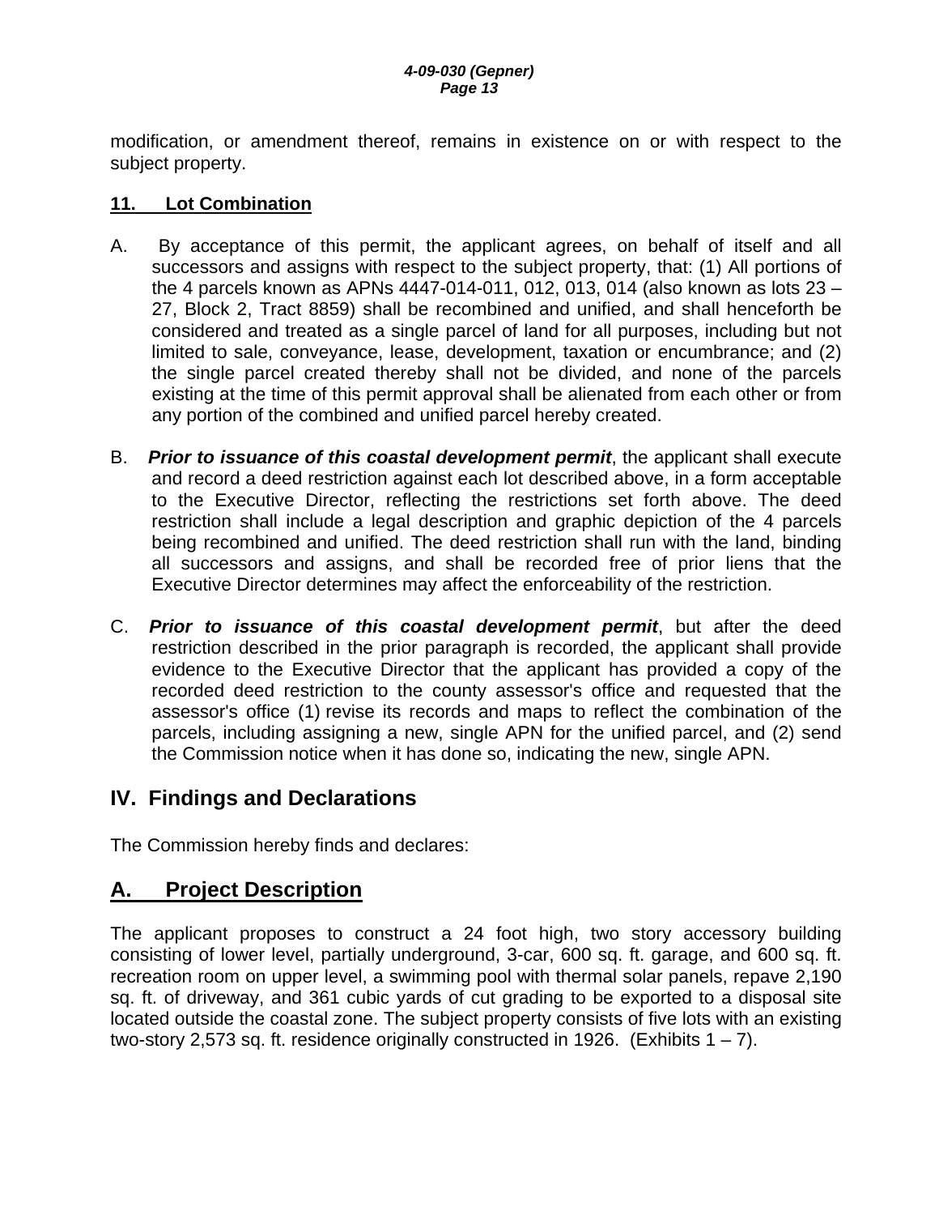modification, or amendment thereof, remains in existence on or with respect to the subject property.

**11. Lot Combination**

A. By acceptance of this permit, the applicant agrees, on behalf of itself and all successors and assigns with respect to the subject property, that: (1) All portions of the 4 parcels known as APNs 4447-014-011, 012, 013, 014 (also known as lots 23 – 27, Block 2, Tract 8859) shall be recombined and unified, and shall henceforth be considered and treated as a single parcel of land for all purposes, including but not limited to sale, conveyance, lease, development, taxation or encumbrance; and (2) the single parcel created thereby shall not be divided, and none of the parcels existing at the time of this permit approval shall be alienated from each other or from any portion of the combined and unified parcel hereby created.

B. ***Prior to issuance of this coastal development permit***, the applicant shall execute and record a deed restriction against each lot described above, in a form acceptable to the Executive Director, reflecting the restrictions set forth above. The deed restriction shall include a legal description and graphic depiction of the 4 parcels being recombined and unified. The deed restriction shall run with the land, binding all successors and assigns, and shall be recorded free of prior liens that the Executive Director determines may affect the enforceability of the restriction.

C. ***Prior to issuance of this coastal development permit***, but after the deed restriction described in the prior paragraph is recorded, the applicant shall provide evidence to the Executive Director that the applicant has provided a copy of the recorded deed restriction to the county assessor's office and requested that the assessor's office (1) revise its records and maps to reflect the combination of the parcels, including assigning a new, single APN for the unified parcel, and (2) send the Commission notice when it has done so, indicating the new, single APN.

## IV. Findings and Declarations

The Commission hereby finds and declares:

## A. Project Description

The applicant proposes to construct a 24 foot high, two story accessory building consisting of lower level, partially underground, 3-car, 600 sq. ft. garage, and 600 sq. ft. recreation room on upper level, a swimming pool with thermal solar panels, repave 2,190 sq. ft. of driveway, and 361 cubic yards of cut grading to be exported to a disposal site located outside the coastal zone. The subject property consists of five lots with an existing two-story 2,573 sq. ft. residence originally constructed in 1926. (Exhibits 1 – 7).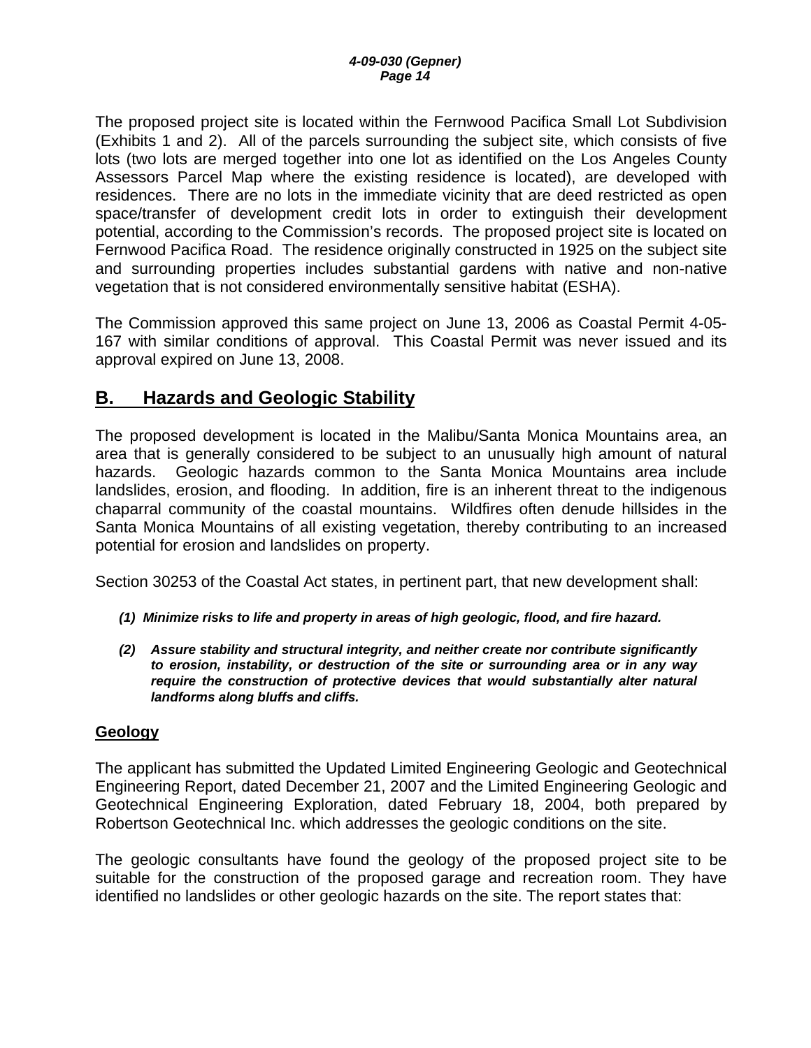The proposed project site is located within the Fernwood Pacifica Small Lot Subdivision (Exhibits 1 and 2). All of the parcels surrounding the subject site, which consists of five lots (two lots are merged together into one lot as identified on the Los Angeles County Assessors Parcel Map where the existing residence is located), are developed with residences. There are no lots in the immediate vicinity that are deed restricted as open space/transfer of development credit lots in order to extinguish their development potential, according to the Commission's records. The proposed project site is located on Fernwood Pacifica Road. The residence originally constructed in 1925 on the subject site and surrounding properties includes substantial gardens with native and non-native vegetation that is not considered environmentally sensitive habitat (ESHA).

The Commission approved this same project on June 13, 2006 as Coastal Permit 4-05-167 with similar conditions of approval. This Coastal Permit was never issued and its approval expired on June 13, 2008.

## B. Hazards and Geologic Stability

The proposed development is located in the Malibu/Santa Monica Mountains area, an area that is generally considered to be subject to an unusually high amount of natural hazards. Geologic hazards common to the Santa Monica Mountains area include landslides, erosion, and flooding. In addition, fire is an inherent threat to the indigenous chaparral community of the coastal mountains. Wildfires often denude hillsides in the Santa Monica Mountains of all existing vegetation, thereby contributing to an increased potential for erosion and landslides on property.

Section 30253 of the Coastal Act states, in pertinent part, that new development shall:

> ***(1) Minimize risks to life and property in areas of high geologic, flood, and fire hazard.***
>
> ***(2) Assure stability and structural integrity, and neither create nor contribute significantly to erosion, instability, or destruction of the site or surrounding area or in any way require the construction of protective devices that would substantially alter natural landforms along bluffs and cliffs.***

### Geology

The applicant has submitted the Updated Limited Engineering Geologic and Geotechnical Engineering Report, dated December 21, 2007 and the Limited Engineering Geologic and Geotechnical Engineering Exploration, dated February 18, 2004, both prepared by Robertson Geotechnical Inc. which addresses the geologic conditions on the site.

The geologic consultants have found the geology of the proposed project site to be suitable for the construction of the proposed garage and recreation room. They have identified no landslides or other geologic hazards on the site. The report states that: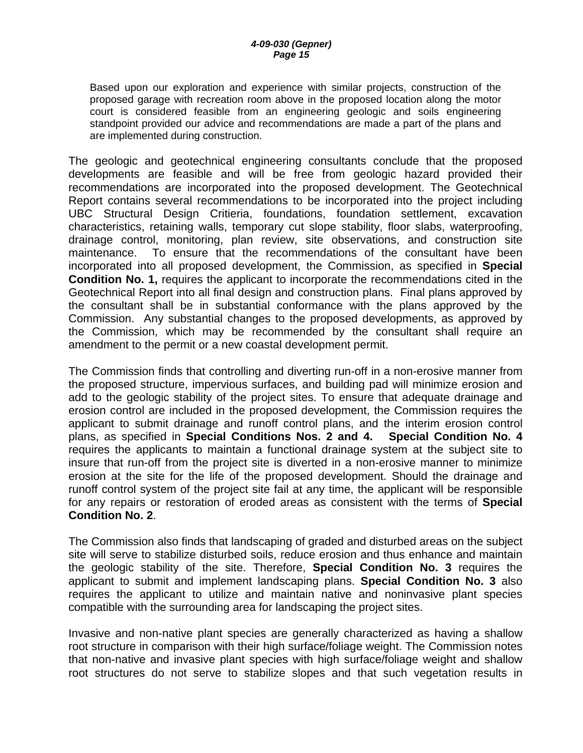> Based upon our exploration and experience with similar projects, construction of the proposed garage with recreation room above in the proposed location along the motor court is considered feasible from an engineering geologic and soils engineering standpoint provided our advice and recommendations are made a part of the plans and are implemented during construction.

The geologic and geotechnical engineering consultants conclude that the proposed developments are feasible and will be free from geologic hazard provided their recommendations are incorporated into the proposed development. The Geotechnical Report contains several recommendations to be incorporated into the project including UBC Structural Design Critieria, foundations, foundation settlement, excavation characteristics, retaining walls, temporary cut slope stability, floor slabs, waterproofing, drainage control, monitoring, plan review, site observations, and construction site maintenance. To ensure that the recommendations of the consultant have been incorporated into all proposed development, the Commission, as specified in **Special Condition No. 1,** requires the applicant to incorporate the recommendations cited in the Geotechnical Report into all final design and construction plans. Final plans approved by the consultant shall be in substantial conformance with the plans approved by the Commission. Any substantial changes to the proposed developments, as approved by the Commission, which may be recommended by the consultant shall require an amendment to the permit or a new coastal development permit.

The Commission finds that controlling and diverting run-off in a non-erosive manner from the proposed structure, impervious surfaces, and building pad will minimize erosion and add to the geologic stability of the project sites. To ensure that adequate drainage and erosion control are included in the proposed development, the Commission requires the applicant to submit drainage and runoff control plans, and the interim erosion control plans, as specified in **Special Conditions Nos. 2 and 4.** **Special Condition No. 4** requires the applicants to maintain a functional drainage system at the subject site to insure that run-off from the project site is diverted in a non-erosive manner to minimize erosion at the site for the life of the proposed development. Should the drainage and runoff control system of the project site fail at any time, the applicant will be responsible for any repairs or restoration of eroded areas as consistent with the terms of **Special Condition No. 2**.

The Commission also finds that landscaping of graded and disturbed areas on the subject site will serve to stabilize disturbed soils, reduce erosion and thus enhance and maintain the geologic stability of the site. Therefore, **Special Condition No. 3** requires the applicant to submit and implement landscaping plans. **Special Condition No. 3** also requires the applicant to utilize and maintain native and noninvasive plant species compatible with the surrounding area for landscaping the project sites.

Invasive and non-native plant species are generally characterized as having a shallow root structure in comparison with their high surface/foliage weight. The Commission notes that non-native and invasive plant species with high surface/foliage weight and shallow root structures do not serve to stabilize slopes and that such vegetation results in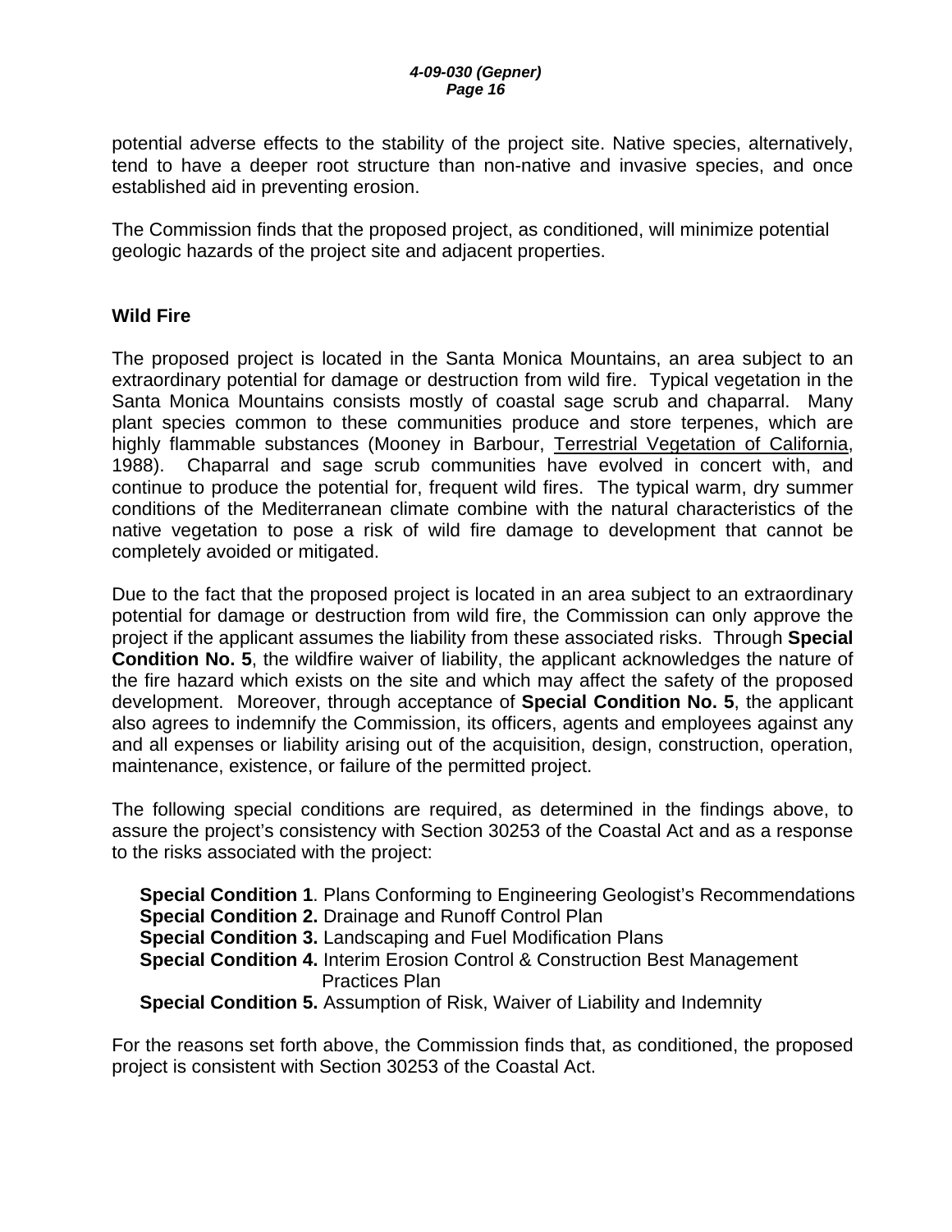potential adverse effects to the stability of the project site. Native species, alternatively, tend to have a deeper root structure than non-native and invasive species, and once established aid in preventing erosion.

The Commission finds that the proposed project, as conditioned, will minimize potential geologic hazards of the project site and adjacent properties.

**Wild Fire**

The proposed project is located in the Santa Monica Mountains, an area subject to an extraordinary potential for damage or destruction from wild fire. Typical vegetation in the Santa Monica Mountains consists mostly of coastal sage scrub and chaparral. Many plant species common to these communities produce and store terpenes, which are highly flammable substances (Mooney in Barbour, Terrestrial Vegetation of California, 1988). Chaparral and sage scrub communities have evolved in concert with, and continue to produce the potential for, frequent wild fires. The typical warm, dry summer conditions of the Mediterranean climate combine with the natural characteristics of the native vegetation to pose a risk of wild fire damage to development that cannot be completely avoided or mitigated.

Due to the fact that the proposed project is located in an area subject to an extraordinary potential for damage or destruction from wild fire, the Commission can only approve the project if the applicant assumes the liability from these associated risks. Through **Special Condition No. 5**, the wildfire waiver of liability, the applicant acknowledges the nature of the fire hazard which exists on the site and which may affect the safety of the proposed development. Moreover, through acceptance of **Special Condition No. 5**, the applicant also agrees to indemnify the Commission, its officers, agents and employees against any and all expenses or liability arising out of the acquisition, design, construction, operation, maintenance, existence, or failure of the permitted project.

The following special conditions are required, as determined in the findings above, to assure the project's consistency with Section 30253 of the Coastal Act and as a response to the risks associated with the project:

**Special Condition 1**. Plans Conforming to Engineering Geologist's Recommendations
**Special Condition 2.** Drainage and Runoff Control Plan
**Special Condition 3.** Landscaping and Fuel Modification Plans
**Special Condition 4.** Interim Erosion Control & Construction Best Management Practices Plan
**Special Condition 5.** Assumption of Risk, Waiver of Liability and Indemnity

For the reasons set forth above, the Commission finds that, as conditioned, the proposed project is consistent with Section 30253 of the Coastal Act.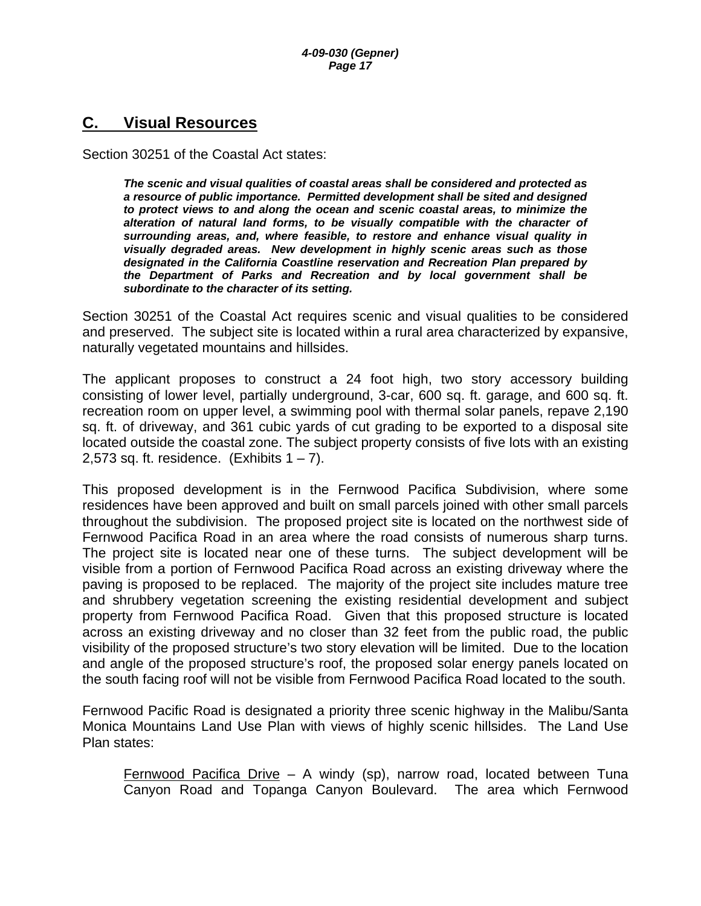## C. Visual Resources

Section 30251 of the Coastal Act states:

> ***The scenic and visual qualities of coastal areas shall be considered and protected as a resource of public importance. Permitted development shall be sited and designed to protect views to and along the ocean and scenic coastal areas, to minimize the alteration of natural land forms, to be visually compatible with the character of surrounding areas, and, where feasible, to restore and enhance visual quality in visually degraded areas. New development in highly scenic areas such as those designated in the California Coastline reservation and Recreation Plan prepared by the Department of Parks and Recreation and by local government shall be subordinate to the character of its setting.***

Section 30251 of the Coastal Act requires scenic and visual qualities to be considered and preserved. The subject site is located within a rural area characterized by expansive, naturally vegetated mountains and hillsides.

The applicant proposes to construct a 24 foot high, two story accessory building consisting of lower level, partially underground, 3-car, 600 sq. ft. garage, and 600 sq. ft. recreation room on upper level, a swimming pool with thermal solar panels, repave 2,190 sq. ft. of driveway, and 361 cubic yards of cut grading to be exported to a disposal site located outside the coastal zone. The subject property consists of five lots with an existing 2,573 sq. ft. residence. (Exhibits 1 – 7).

This proposed development is in the Fernwood Pacifica Subdivision, where some residences have been approved and built on small parcels joined with other small parcels throughout the subdivision. The proposed project site is located on the northwest side of Fernwood Pacifica Road in an area where the road consists of numerous sharp turns. The project site is located near one of these turns. The subject development will be visible from a portion of Fernwood Pacifica Road across an existing driveway where the paving is proposed to be replaced. The majority of the project site includes mature tree and shrubbery vegetation screening the existing residential development and subject property from Fernwood Pacifica Road. Given that this proposed structure is located across an existing driveway and no closer than 32 feet from the public road, the public visibility of the proposed structure's two story elevation will be limited. Due to the location and angle of the proposed structure's roof, the proposed solar energy panels located on the south facing roof will not be visible from Fernwood Pacifica Road located to the south.

Fernwood Pacific Road is designated a priority three scenic highway in the Malibu/Santa Monica Mountains Land Use Plan with views of highly scenic hillsides. The Land Use Plan states:

> Fernwood Pacifica Drive – A windy (sp), narrow road, located between Tuna Canyon Road and Topanga Canyon Boulevard. The area which Fernwood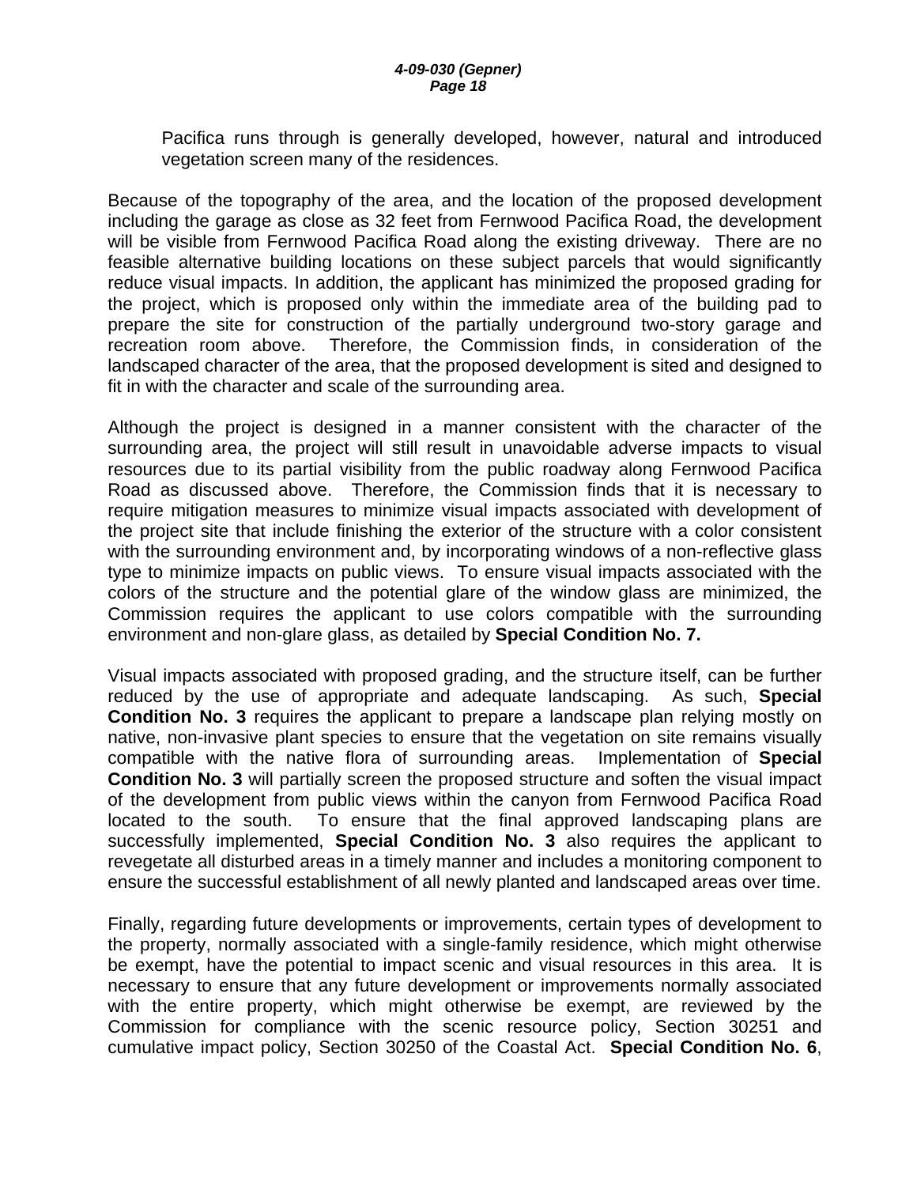Pacifica runs through is generally developed, however, natural and introduced vegetation screen many of the residences.

Because of the topography of the area, and the location of the proposed development including the garage as close as 32 feet from Fernwood Pacifica Road, the development will be visible from Fernwood Pacifica Road along the existing driveway. There are no feasible alternative building locations on these subject parcels that would significantly reduce visual impacts. In addition, the applicant has minimized the proposed grading for the project, which is proposed only within the immediate area of the building pad to prepare the site for construction of the partially underground two-story garage and recreation room above. Therefore, the Commission finds, in consideration of the landscaped character of the area, that the proposed development is sited and designed to fit in with the character and scale of the surrounding area.

Although the project is designed in a manner consistent with the character of the surrounding area, the project will still result in unavoidable adverse impacts to visual resources due to its partial visibility from the public roadway along Fernwood Pacifica Road as discussed above. Therefore, the Commission finds that it is necessary to require mitigation measures to minimize visual impacts associated with development of the project site that include finishing the exterior of the structure with a color consistent with the surrounding environment and, by incorporating windows of a non-reflective glass type to minimize impacts on public views. To ensure visual impacts associated with the colors of the structure and the potential glare of the window glass are minimized, the Commission requires the applicant to use colors compatible with the surrounding environment and non-glare glass, as detailed by **Special Condition No. 7.**

Visual impacts associated with proposed grading, and the structure itself, can be further reduced by the use of appropriate and adequate landscaping. As such, **Special Condition No. 3** requires the applicant to prepare a landscape plan relying mostly on native, non-invasive plant species to ensure that the vegetation on site remains visually compatible with the native flora of surrounding areas. Implementation of **Special Condition No. 3** will partially screen the proposed structure and soften the visual impact of the development from public views within the canyon from Fernwood Pacifica Road located to the south. To ensure that the final approved landscaping plans are successfully implemented, **Special Condition No. 3** also requires the applicant to revegetate all disturbed areas in a timely manner and includes a monitoring component to ensure the successful establishment of all newly planted and landscaped areas over time.

Finally, regarding future developments or improvements, certain types of development to the property, normally associated with a single-family residence, which might otherwise be exempt, have the potential to impact scenic and visual resources in this area. It is necessary to ensure that any future development or improvements normally associated with the entire property, which might otherwise be exempt, are reviewed by the Commission for compliance with the scenic resource policy, Section 30251 and cumulative impact policy, Section 30250 of the Coastal Act. **Special Condition No. 6**,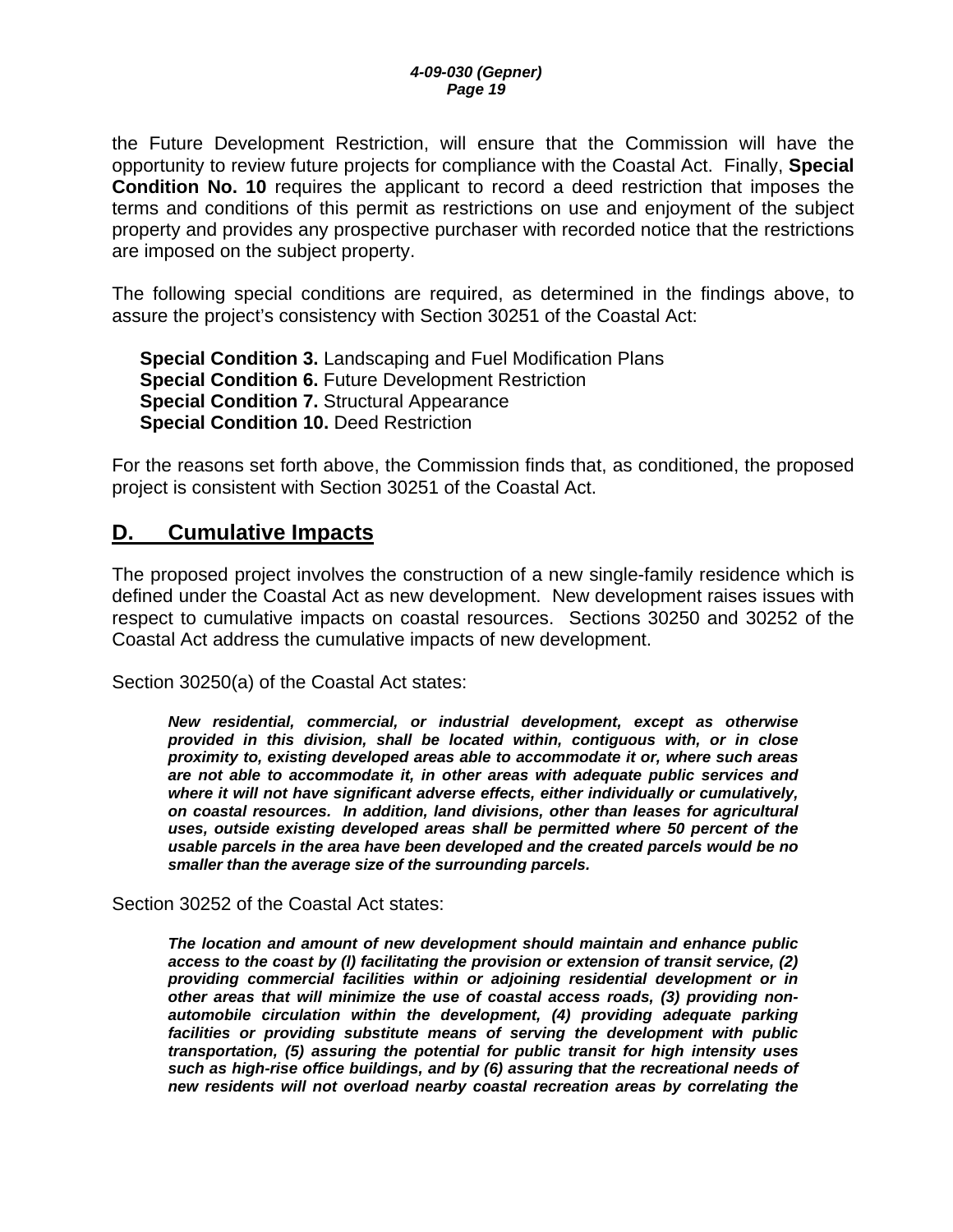the Future Development Restriction, will ensure that the Commission will have the opportunity to review future projects for compliance with the Coastal Act. Finally, **Special Condition No. 10** requires the applicant to record a deed restriction that imposes the terms and conditions of this permit as restrictions on use and enjoyment of the subject property and provides any prospective purchaser with recorded notice that the restrictions are imposed on the subject property.

The following special conditions are required, as determined in the findings above, to assure the project's consistency with Section 30251 of the Coastal Act:

**Special Condition 3.** Landscaping and Fuel Modification Plans
**Special Condition 6.** Future Development Restriction
**Special Condition 7.** Structural Appearance
**Special Condition 10.** Deed Restriction

For the reasons set forth above, the Commission finds that, as conditioned, the proposed project is consistent with Section 30251 of the Coastal Act.

## D. Cumulative Impacts

The proposed project involves the construction of a new single-family residence which is defined under the Coastal Act as new development. New development raises issues with respect to cumulative impacts on coastal resources. Sections 30250 and 30252 of the Coastal Act address the cumulative impacts of new development.

Section 30250(a) of the Coastal Act states:

> ***New residential, commercial, or industrial development, except as otherwise provided in this division, shall be located within, contiguous with, or in close proximity to, existing developed areas able to accommodate it or, where such areas are not able to accommodate it, in other areas with adequate public services and where it will not have significant adverse effects, either individually or cumulatively, on coastal resources. In addition, land divisions, other than leases for agricultural uses, outside existing developed areas shall be permitted where 50 percent of the usable parcels in the area have been developed and the created parcels would be no smaller than the average size of the surrounding parcels.***

Section 30252 of the Coastal Act states:

> ***The location and amount of new development should maintain and enhance public access to the coast by (l) facilitating the provision or extension of transit service, (2) providing commercial facilities within or adjoining residential development or in other areas that will minimize the use of coastal access roads, (3) providing non-automobile circulation within the development, (4) providing adequate parking facilities or providing substitute means of serving the development with public transportation, (5) assuring the potential for public transit for high intensity uses such as high-rise office buildings, and by (6) assuring that the recreational needs of new residents will not overload nearby coastal recreation areas by correlating the***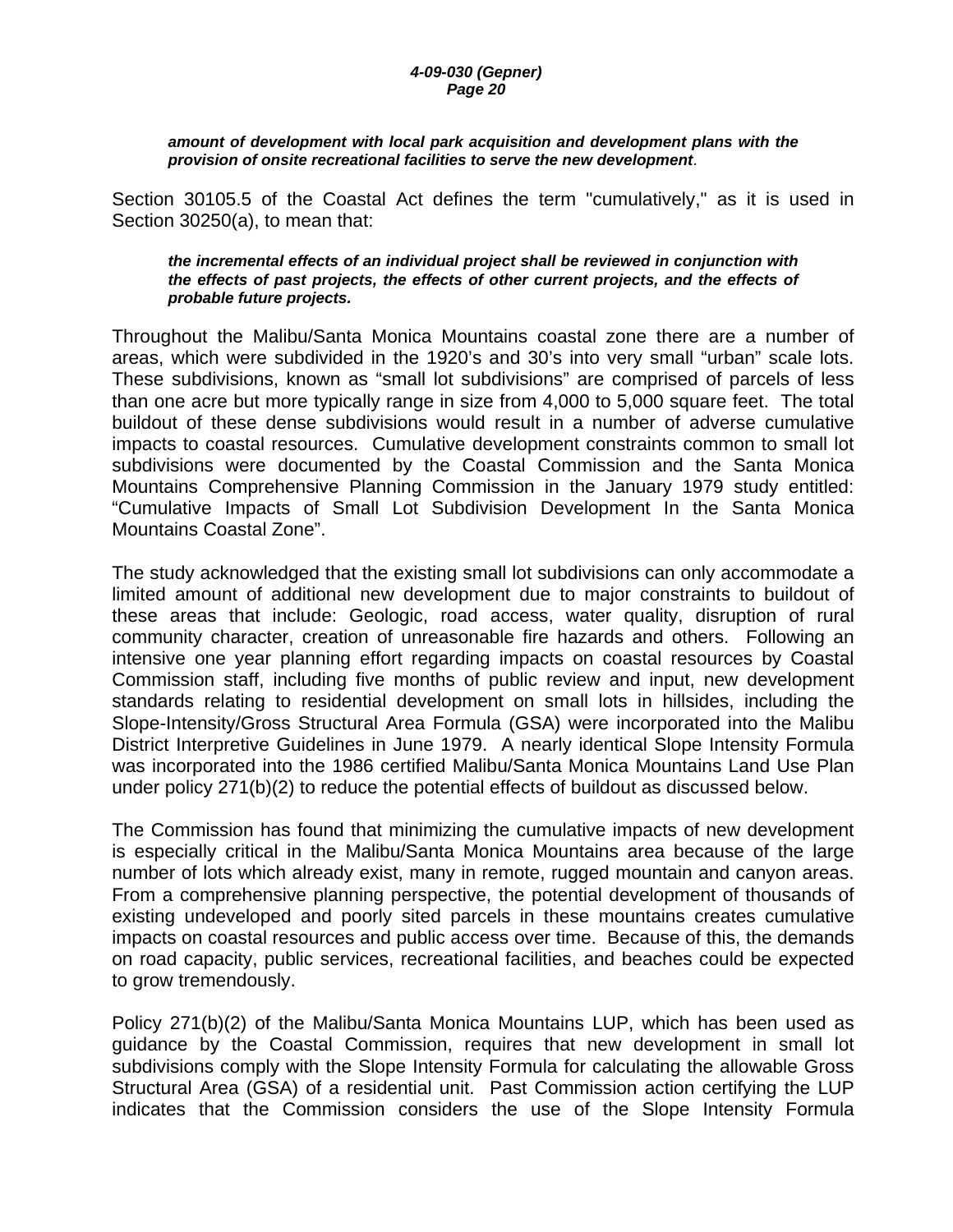***amount of development with local park acquisition and development plans with the provision of onsite recreational facilities to serve the new development***.

Section 30105.5 of the Coastal Act defines the term "cumulatively," as it is used in Section 30250(a), to mean that:

> ***the incremental effects of an individual project shall be reviewed in conjunction with the effects of past projects, the effects of other current projects, and the effects of probable future projects.***

Throughout the Malibu/Santa Monica Mountains coastal zone there are a number of areas, which were subdivided in the 1920's and 30's into very small "urban" scale lots. These subdivisions, known as "small lot subdivisions" are comprised of parcels of less than one acre but more typically range in size from 4,000 to 5,000 square feet. The total buildout of these dense subdivisions would result in a number of adverse cumulative impacts to coastal resources. Cumulative development constraints common to small lot subdivisions were documented by the Coastal Commission and the Santa Monica Mountains Comprehensive Planning Commission in the January 1979 study entitled: "Cumulative Impacts of Small Lot Subdivision Development In the Santa Monica Mountains Coastal Zone".

The study acknowledged that the existing small lot subdivisions can only accommodate a limited amount of additional new development due to major constraints to buildout of these areas that include: Geologic, road access, water quality, disruption of rural community character, creation of unreasonable fire hazards and others. Following an intensive one year planning effort regarding impacts on coastal resources by Coastal Commission staff, including five months of public review and input, new development standards relating to residential development on small lots in hillsides, including the Slope-Intensity/Gross Structural Area Formula (GSA) were incorporated into the Malibu District Interpretive Guidelines in June 1979. A nearly identical Slope Intensity Formula was incorporated into the 1986 certified Malibu/Santa Monica Mountains Land Use Plan under policy 271(b)(2) to reduce the potential effects of buildout as discussed below.

The Commission has found that minimizing the cumulative impacts of new development is especially critical in the Malibu/Santa Monica Mountains area because of the large number of lots which already exist, many in remote, rugged mountain and canyon areas. From a comprehensive planning perspective, the potential development of thousands of existing undeveloped and poorly sited parcels in these mountains creates cumulative impacts on coastal resources and public access over time. Because of this, the demands on road capacity, public services, recreational facilities, and beaches could be expected to grow tremendously.

Policy 271(b)(2) of the Malibu/Santa Monica Mountains LUP, which has been used as guidance by the Coastal Commission, requires that new development in small lot subdivisions comply with the Slope Intensity Formula for calculating the allowable Gross Structural Area (GSA) of a residential unit. Past Commission action certifying the LUP indicates that the Commission considers the use of the Slope Intensity Formula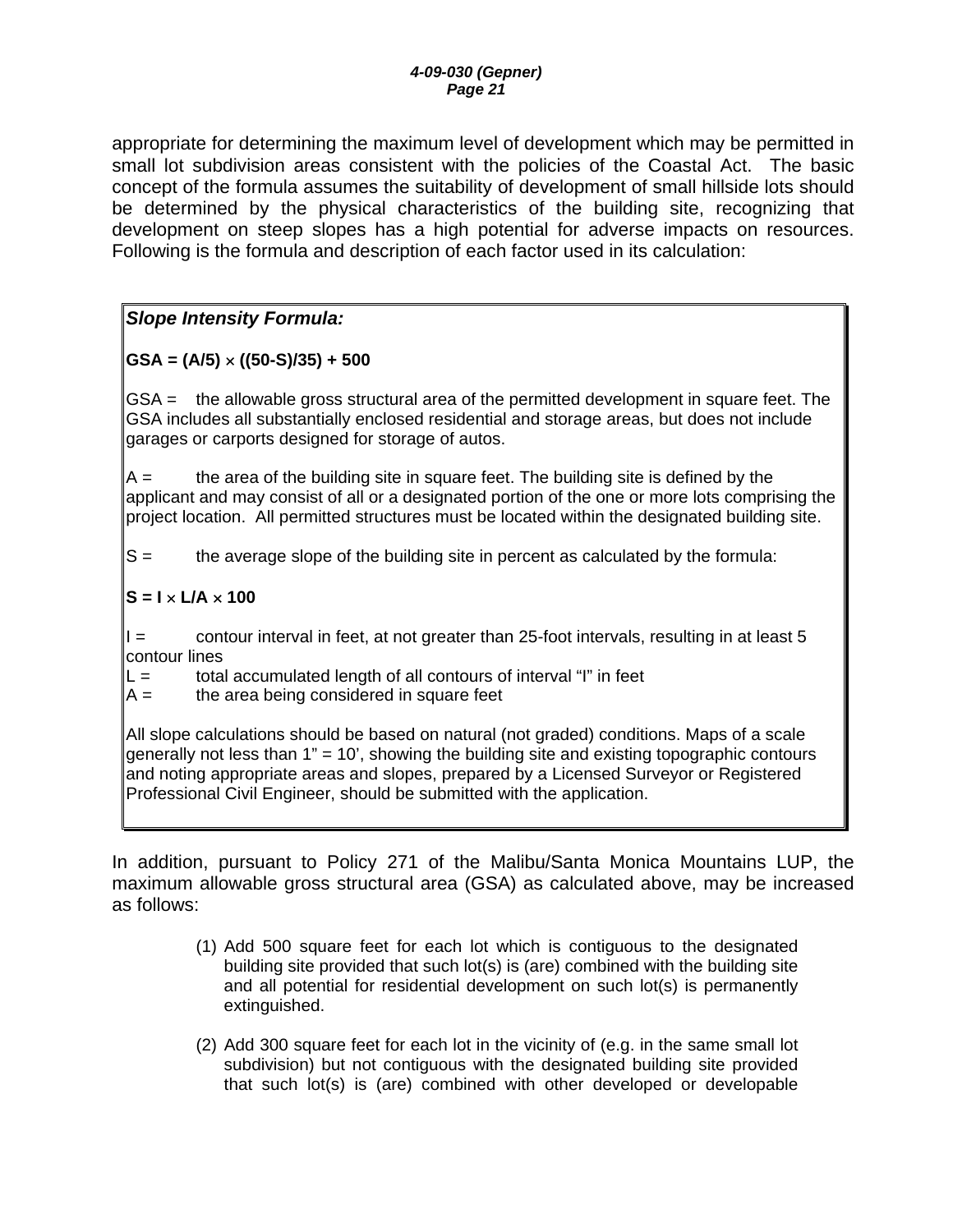appropriate for determining the maximum level of development which may be permitted in small lot subdivision areas consistent with the policies of the Coastal Act. The basic concept of the formula assumes the suitability of development of small hillside lots should be determined by the physical characteristics of the building site, recognizing that development on steep slopes has a high potential for adverse impacts on resources. Following is the formula and description of each factor used in its calculation:

***Slope Intensity Formula:***

**GSA = (A/5) × ((50-S)/35) + 500**

$$GSA = (A/5) \times ((50-S)/35) + 500$$

GSA = the allowable gross structural area of the permitted development in square feet. The GSA includes all substantially enclosed residential and storage areas, but does not include garages or carports designed for storage of autos.

A = the area of the building site in square feet. The building site is defined by the applicant and may consist of all or a designated portion of the one or more lots comprising the project location. All permitted structures must be located within the designated building site.

S = the average slope of the building site in percent as calculated by the formula:

**S = I × L/A × 100**

$$S = I \times L/A \times 100$$

I = contour interval in feet, at not greater than 25-foot intervals, resulting in at least 5 contour lines
L = total accumulated length of all contours of interval "I" in feet
A = the area being considered in square feet

All slope calculations should be based on natural (not graded) conditions. Maps of a scale generally not less than 1" = 10', showing the building site and existing topographic contours and noting appropriate areas and slopes, prepared by a Licensed Surveyor or Registered Professional Civil Engineer, should be submitted with the application.

In addition, pursuant to Policy 271 of the Malibu/Santa Monica Mountains LUP, the maximum allowable gross structural area (GSA) as calculated above, may be increased as follows:

(1) Add 500 square feet for each lot which is contiguous to the designated building site provided that such lot(s) is (are) combined with the building site and all potential for residential development on such lot(s) is permanently extinguished.

(2) Add 300 square feet for each lot in the vicinity of (e.g. in the same small lot subdivision) but not contiguous with the designated building site provided that such lot(s) is (are) combined with other developed or developable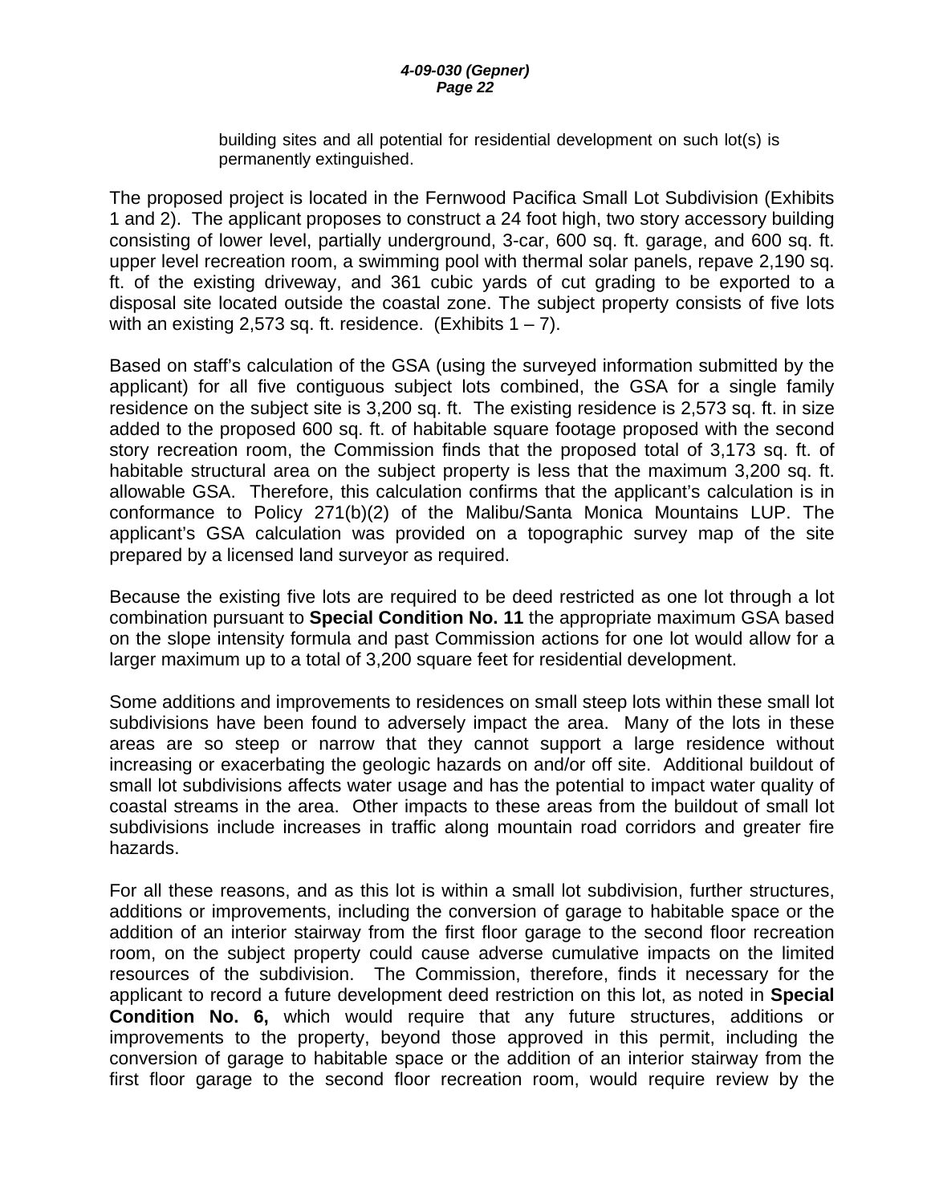building sites and all potential for residential development on such lot(s) is permanently extinguished.

The proposed project is located in the Fernwood Pacifica Small Lot Subdivision (Exhibits 1 and 2). The applicant proposes to construct a 24 foot high, two story accessory building consisting of lower level, partially underground, 3-car, 600 sq. ft. garage, and 600 sq. ft. upper level recreation room, a swimming pool with thermal solar panels, repave 2,190 sq. ft. of the existing driveway, and 361 cubic yards of cut grading to be exported to a disposal site located outside the coastal zone. The subject property consists of five lots with an existing 2,573 sq. ft. residence. (Exhibits 1 – 7).

Based on staff's calculation of the GSA (using the surveyed information submitted by the applicant) for all five contiguous subject lots combined, the GSA for a single family residence on the subject site is 3,200 sq. ft. The existing residence is 2,573 sq. ft. in size added to the proposed 600 sq. ft. of habitable square footage proposed with the second story recreation room, the Commission finds that the proposed total of 3,173 sq. ft. of habitable structural area on the subject property is less that the maximum 3,200 sq. ft. allowable GSA. Therefore, this calculation confirms that the applicant's calculation is in conformance to Policy 271(b)(2) of the Malibu/Santa Monica Mountains LUP. The applicant's GSA calculation was provided on a topographic survey map of the site prepared by a licensed land surveyor as required.

Because the existing five lots are required to be deed restricted as one lot through a lot combination pursuant to **Special Condition No. 11** the appropriate maximum GSA based on the slope intensity formula and past Commission actions for one lot would allow for a larger maximum up to a total of 3,200 square feet for residential development.

Some additions and improvements to residences on small steep lots within these small lot subdivisions have been found to adversely impact the area. Many of the lots in these areas are so steep or narrow that they cannot support a large residence without increasing or exacerbating the geologic hazards on and/or off site. Additional buildout of small lot subdivisions affects water usage and has the potential to impact water quality of coastal streams in the area. Other impacts to these areas from the buildout of small lot subdivisions include increases in traffic along mountain road corridors and greater fire hazards.

For all these reasons, and as this lot is within a small lot subdivision, further structures, additions or improvements, including the conversion of garage to habitable space or the addition of an interior stairway from the first floor garage to the second floor recreation room, on the subject property could cause adverse cumulative impacts on the limited resources of the subdivision. The Commission, therefore, finds it necessary for the applicant to record a future development deed restriction on this lot, as noted in **Special Condition No. 6,** which would require that any future structures, additions or improvements to the property, beyond those approved in this permit, including the conversion of garage to habitable space or the addition of an interior stairway from the first floor garage to the second floor recreation room, would require review by the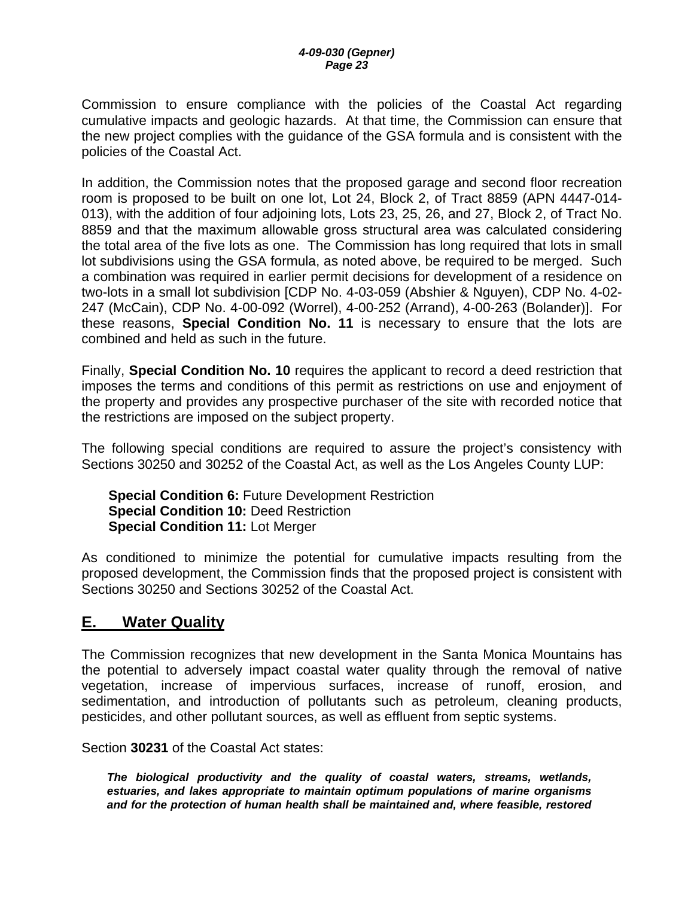Commission to ensure compliance with the policies of the Coastal Act regarding cumulative impacts and geologic hazards. At that time, the Commission can ensure that the new project complies with the guidance of the GSA formula and is consistent with the policies of the Coastal Act.

In addition, the Commission notes that the proposed garage and second floor recreation room is proposed to be built on one lot, Lot 24, Block 2, of Tract 8859 (APN 4447-014-013), with the addition of four adjoining lots, Lots 23, 25, 26, and 27, Block 2, of Tract No. 8859 and that the maximum allowable gross structural area was calculated considering the total area of the five lots as one. The Commission has long required that lots in small lot subdivisions using the GSA formula, as noted above, be required to be merged. Such a combination was required in earlier permit decisions for development of a residence on two-lots in a small lot subdivision [CDP No. 4-03-059 (Abshier & Nguyen), CDP No. 4-02-247 (McCain), CDP No. 4-00-092 (Worrel), 4-00-252 (Arrand), 4-00-263 (Bolander)]. For these reasons, **Special Condition No. 11** is necessary to ensure that the lots are combined and held as such in the future.

Finally, **Special Condition No. 10** requires the applicant to record a deed restriction that imposes the terms and conditions of this permit as restrictions on use and enjoyment of the property and provides any prospective purchaser of the site with recorded notice that the restrictions are imposed on the subject property.

The following special conditions are required to assure the project's consistency with Sections 30250 and 30252 of the Coastal Act, as well as the Los Angeles County LUP:

**Special Condition 6:** Future Development Restriction
**Special Condition 10:** Deed Restriction
**Special Condition 11:** Lot Merger

As conditioned to minimize the potential for cumulative impacts resulting from the proposed development, the Commission finds that the proposed project is consistent with Sections 30250 and Sections 30252 of the Coastal Act.

## E. Water Quality

The Commission recognizes that new development in the Santa Monica Mountains has the potential to adversely impact coastal water quality through the removal of native vegetation, increase of impervious surfaces, increase of runoff, erosion, and sedimentation, and introduction of pollutants such as petroleum, cleaning products, pesticides, and other pollutant sources, as well as effluent from septic systems.

Section **30231** of the Coastal Act states:

> ***The biological productivity and the quality of coastal waters, streams, wetlands, estuaries, and lakes appropriate to maintain optimum populations of marine organisms and for the protection of human health shall be maintained and, where feasible, restored***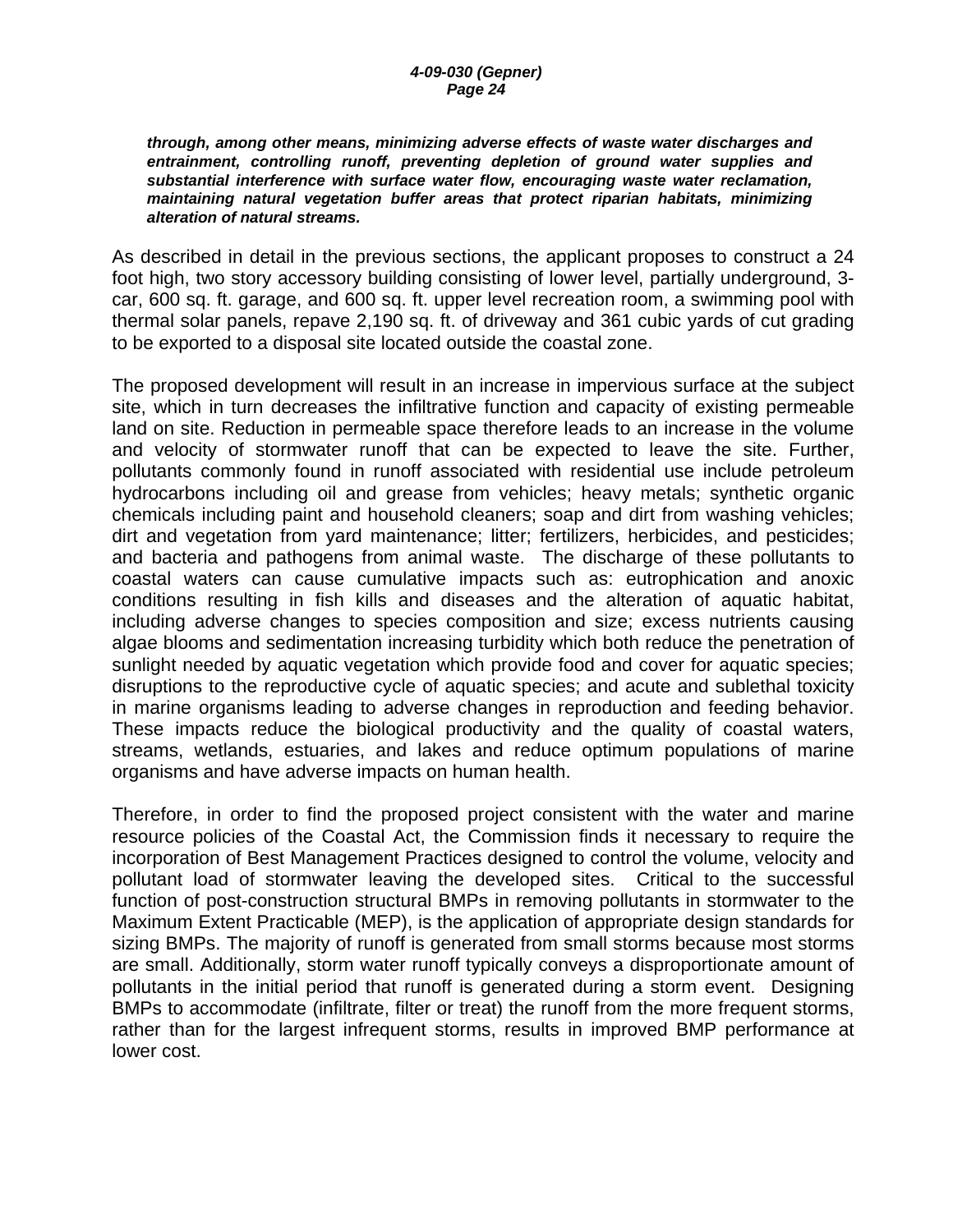***through, among other means, minimizing adverse effects of waste water discharges and entrainment, controlling runoff, preventing depletion of ground water supplies and substantial interference with surface water flow, encouraging waste water reclamation, maintaining natural vegetation buffer areas that protect riparian habitats, minimizing alteration of natural streams.***

As described in detail in the previous sections, the applicant proposes to construct a 24 foot high, two story accessory building consisting of lower level, partially underground, 3-car, 600 sq. ft. garage, and 600 sq. ft. upper level recreation room, a swimming pool with thermal solar panels, repave 2,190 sq. ft. of driveway and 361 cubic yards of cut grading to be exported to a disposal site located outside the coastal zone.

The proposed development will result in an increase in impervious surface at the subject site, which in turn decreases the infiltrative function and capacity of existing permeable land on site. Reduction in permeable space therefore leads to an increase in the volume and velocity of stormwater runoff that can be expected to leave the site. Further, pollutants commonly found in runoff associated with residential use include petroleum hydrocarbons including oil and grease from vehicles; heavy metals; synthetic organic chemicals including paint and household cleaners; soap and dirt from washing vehicles; dirt and vegetation from yard maintenance; litter; fertilizers, herbicides, and pesticides; and bacteria and pathogens from animal waste. The discharge of these pollutants to coastal waters can cause cumulative impacts such as: eutrophication and anoxic conditions resulting in fish kills and diseases and the alteration of aquatic habitat, including adverse changes to species composition and size; excess nutrients causing algae blooms and sedimentation increasing turbidity which both reduce the penetration of sunlight needed by aquatic vegetation which provide food and cover for aquatic species; disruptions to the reproductive cycle of aquatic species; and acute and sublethal toxicity in marine organisms leading to adverse changes in reproduction and feeding behavior. These impacts reduce the biological productivity and the quality of coastal waters, streams, wetlands, estuaries, and lakes and reduce optimum populations of marine organisms and have adverse impacts on human health.

Therefore, in order to find the proposed project consistent with the water and marine resource policies of the Coastal Act, the Commission finds it necessary to require the incorporation of Best Management Practices designed to control the volume, velocity and pollutant load of stormwater leaving the developed sites. Critical to the successful function of post-construction structural BMPs in removing pollutants in stormwater to the Maximum Extent Practicable (MEP), is the application of appropriate design standards for sizing BMPs. The majority of runoff is generated from small storms because most storms are small. Additionally, storm water runoff typically conveys a disproportionate amount of pollutants in the initial period that runoff is generated during a storm event. Designing BMPs to accommodate (infiltrate, filter or treat) the runoff from the more frequent storms, rather than for the largest infrequent storms, results in improved BMP performance at lower cost.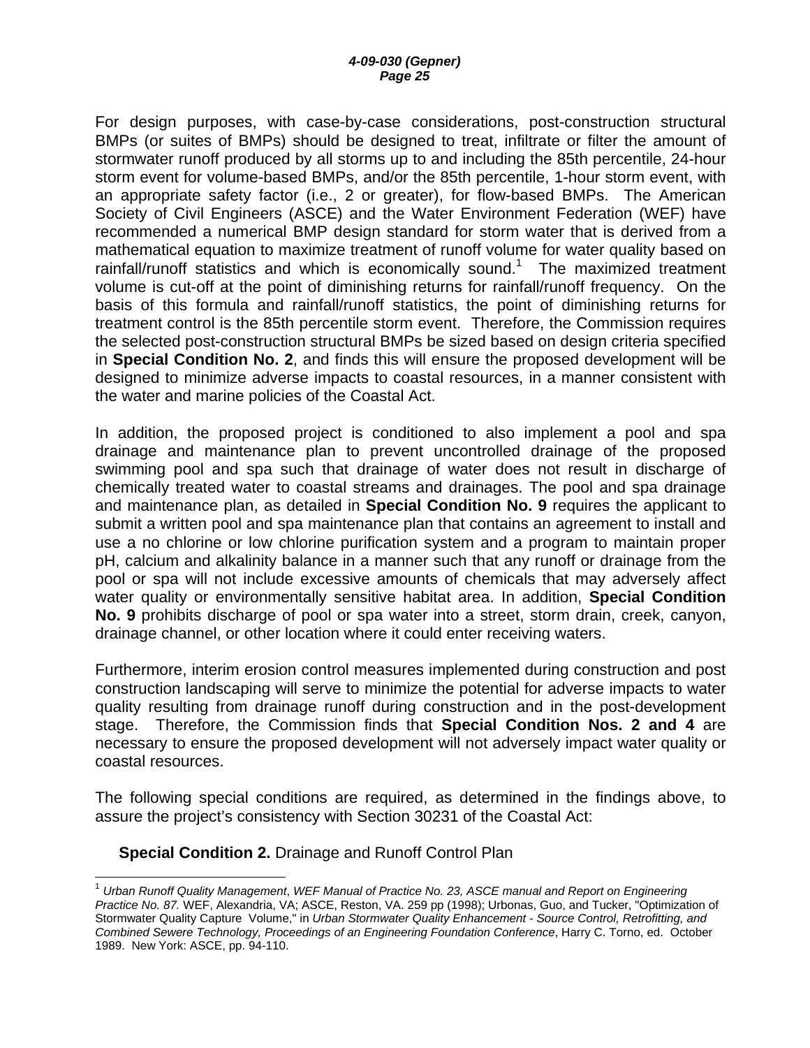For design purposes, with case-by-case considerations, post-construction structural BMPs (or suites of BMPs) should be designed to treat, infiltrate or filter the amount of stormwater runoff produced by all storms up to and including the 85th percentile, 24-hour storm event for volume-based BMPs, and/or the 85th percentile, 1-hour storm event, with an appropriate safety factor (i.e., 2 or greater), for flow-based BMPs. The American Society of Civil Engineers (ASCE) and the Water Environment Federation (WEF) have recommended a numerical BMP design standard for storm water that is derived from a mathematical equation to maximize treatment of runoff volume for water quality based on rainfall/runoff statistics and which is economically sound.[1] The maximized treatment volume is cut-off at the point of diminishing returns for rainfall/runoff frequency. On the basis of this formula and rainfall/runoff statistics, the point of diminishing returns for treatment control is the 85th percentile storm event. Therefore, the Commission requires the selected post-construction structural BMPs be sized based on design criteria specified in **Special Condition No. 2**, and finds this will ensure the proposed development will be designed to minimize adverse impacts to coastal resources, in a manner consistent with the water and marine policies of the Coastal Act.

In addition, the proposed project is conditioned to also implement a pool and spa drainage and maintenance plan to prevent uncontrolled drainage of the proposed swimming pool and spa such that drainage of water does not result in discharge of chemically treated water to coastal streams and drainages. The pool and spa drainage and maintenance plan, as detailed in **Special Condition No. 9** requires the applicant to submit a written pool and spa maintenance plan that contains an agreement to install and use a no chlorine or low chlorine purification system and a program to maintain proper pH, calcium and alkalinity balance in a manner such that any runoff or drainage from the pool or spa will not include excessive amounts of chemicals that may adversely affect water quality or environmentally sensitive habitat area. In addition, **Special Condition No. 9** prohibits discharge of pool or spa water into a street, storm drain, creek, canyon, drainage channel, or other location where it could enter receiving waters.

Furthermore, interim erosion control measures implemented during construction and post construction landscaping will serve to minimize the potential for adverse impacts to water quality resulting from drainage runoff during construction and in the post-development stage. Therefore, the Commission finds that **Special Condition Nos. 2 and 4** are necessary to ensure the proposed development will not adversely impact water quality or coastal resources.

The following special conditions are required, as determined in the findings above, to assure the project's consistency with Section 30231 of the Coastal Act:

**Special Condition 2.** Drainage and Runoff Control Plan

---

[1] *Urban Runoff Quality Management*, *WEF Manual of Practice No. 23, ASCE manual and Report on Engineering Practice No. 87.* WEF, Alexandria, VA; ASCE, Reston, VA. 259 pp (1998); Urbonas, Guo, and Tucker, "Optimization of Stormwater Quality Capture Volume," in *Urban Stormwater Quality Enhancement - Source Control, Retrofitting, and Combined Sewere Technology, Proceedings of an Engineering Foundation Conference*, Harry C. Torno, ed. October 1989. New York: ASCE, pp. 94-110.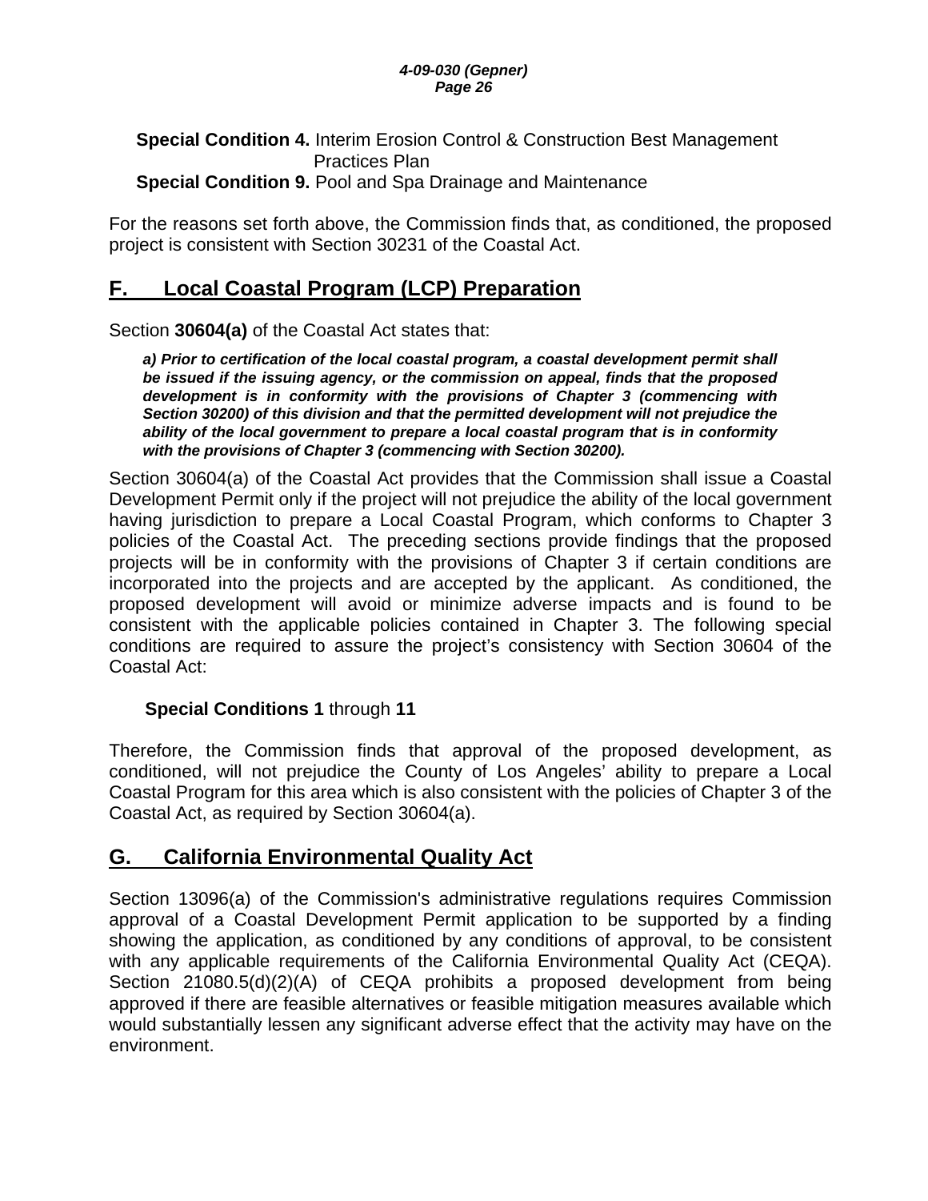**Special Condition 4.** Interim Erosion Control & Construction Best Management Practices Plan
**Special Condition 9.** Pool and Spa Drainage and Maintenance

For the reasons set forth above, the Commission finds that, as conditioned, the proposed project is consistent with Section 30231 of the Coastal Act.

## F. Local Coastal Program (LCP) Preparation

Section **30604(a)** of the Coastal Act states that:

> ***a) Prior to certification of the local coastal program, a coastal development permit shall be issued if the issuing agency, or the commission on appeal, finds that the proposed development is in conformity with the provisions of Chapter 3 (commencing with Section 30200) of this division and that the permitted development will not prejudice the ability of the local government to prepare a local coastal program that is in conformity with the provisions of Chapter 3 (commencing with Section 30200).***

Section 30604(a) of the Coastal Act provides that the Commission shall issue a Coastal Development Permit only if the project will not prejudice the ability of the local government having jurisdiction to prepare a Local Coastal Program, which conforms to Chapter 3 policies of the Coastal Act. The preceding sections provide findings that the proposed projects will be in conformity with the provisions of Chapter 3 if certain conditions are incorporated into the projects and are accepted by the applicant. As conditioned, the proposed development will avoid or minimize adverse impacts and is found to be consistent with the applicable policies contained in Chapter 3. The following special conditions are required to assure the project's consistency with Section 30604 of the Coastal Act:

**Special Conditions 1** through **11**

Therefore, the Commission finds that approval of the proposed development, as conditioned, will not prejudice the County of Los Angeles' ability to prepare a Local Coastal Program for this area which is also consistent with the policies of Chapter 3 of the Coastal Act, as required by Section 30604(a).

## G. California Environmental Quality Act

Section 13096(a) of the Commission's administrative regulations requires Commission approval of a Coastal Development Permit application to be supported by a finding showing the application, as conditioned by any conditions of approval, to be consistent with any applicable requirements of the California Environmental Quality Act (CEQA). Section 21080.5(d)(2)(A) of CEQA prohibits a proposed development from being approved if there are feasible alternatives or feasible mitigation measures available which would substantially lessen any significant adverse effect that the activity may have on the environment.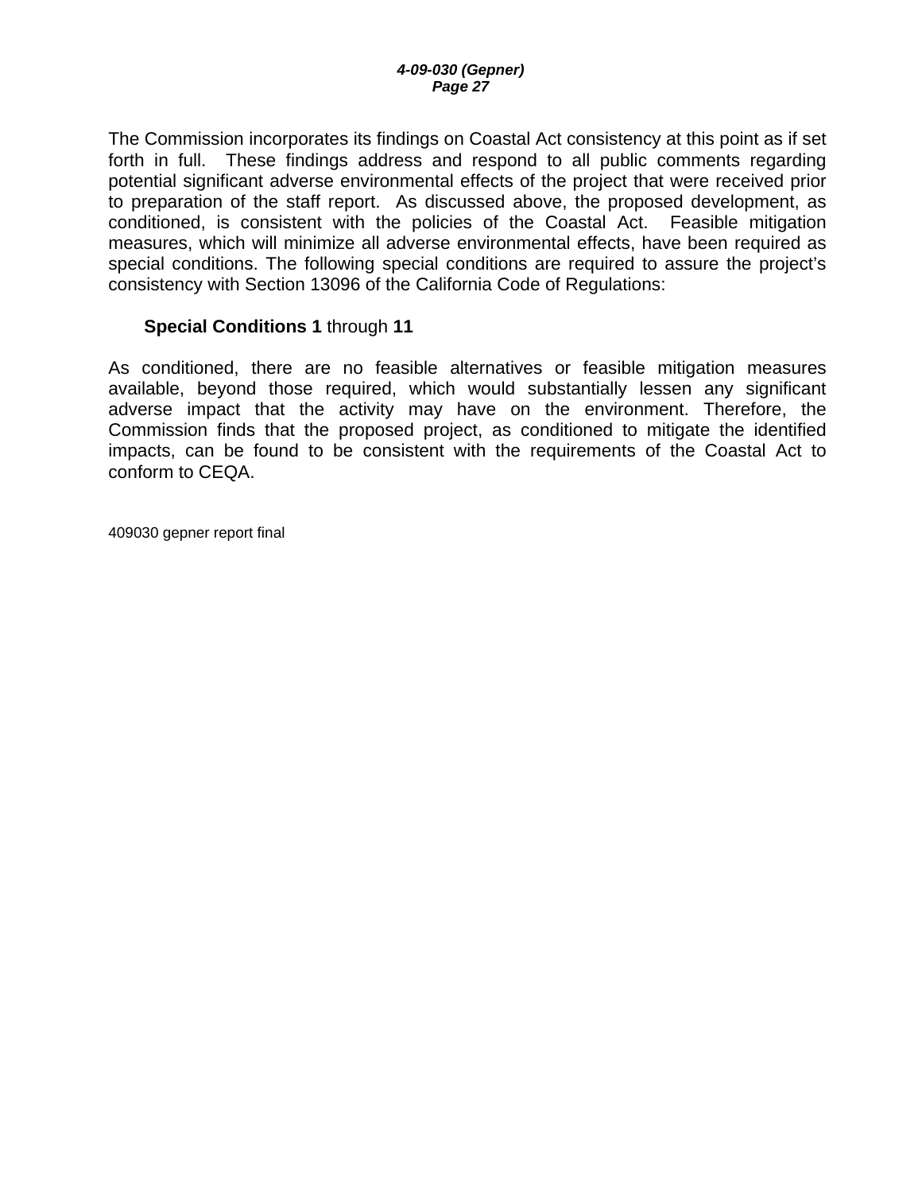The Commission incorporates its findings on Coastal Act consistency at this point as if set forth in full. These findings address and respond to all public comments regarding potential significant adverse environmental effects of the project that were received prior to preparation of the staff report. As discussed above, the proposed development, as conditioned, is consistent with the policies of the Coastal Act. Feasible mitigation measures, which will minimize all adverse environmental effects, have been required as special conditions. The following special conditions are required to assure the project's consistency with Section 13096 of the California Code of Regulations:

**Special Conditions 1** through **11**

As conditioned, there are no feasible alternatives or feasible mitigation measures available, beyond those required, which would substantially lessen any significant adverse impact that the activity may have on the environment. Therefore, the Commission finds that the proposed project, as conditioned to mitigate the identified impacts, can be found to be consistent with the requirements of the Coastal Act to conform to CEQA.

409030 gepner report final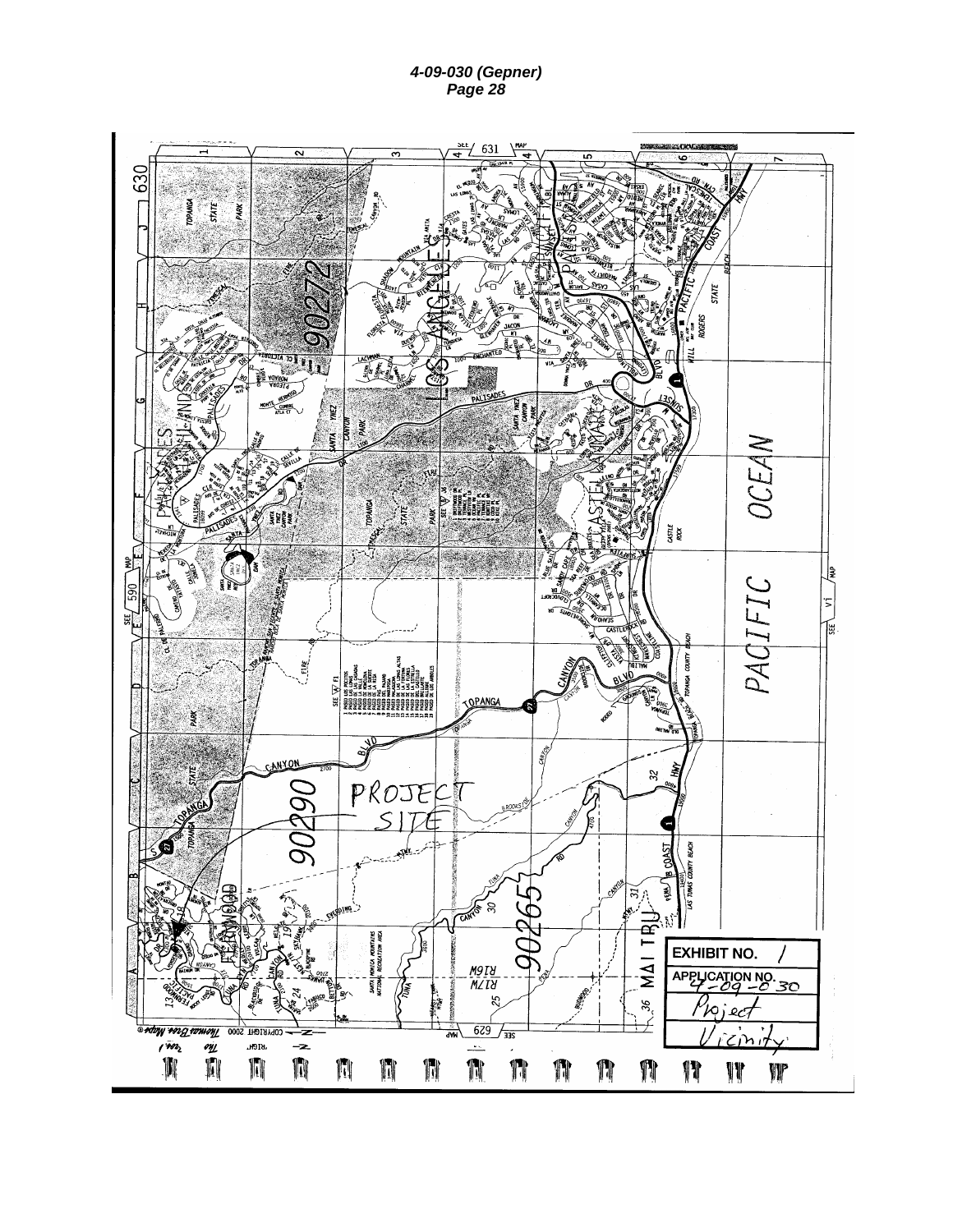**4-09-030 (Gepner)**
**Page 28**

PROJECT SITE

EXHIBIT NO. 1

APPLICATION NO. 4-09-030

Project Vicinity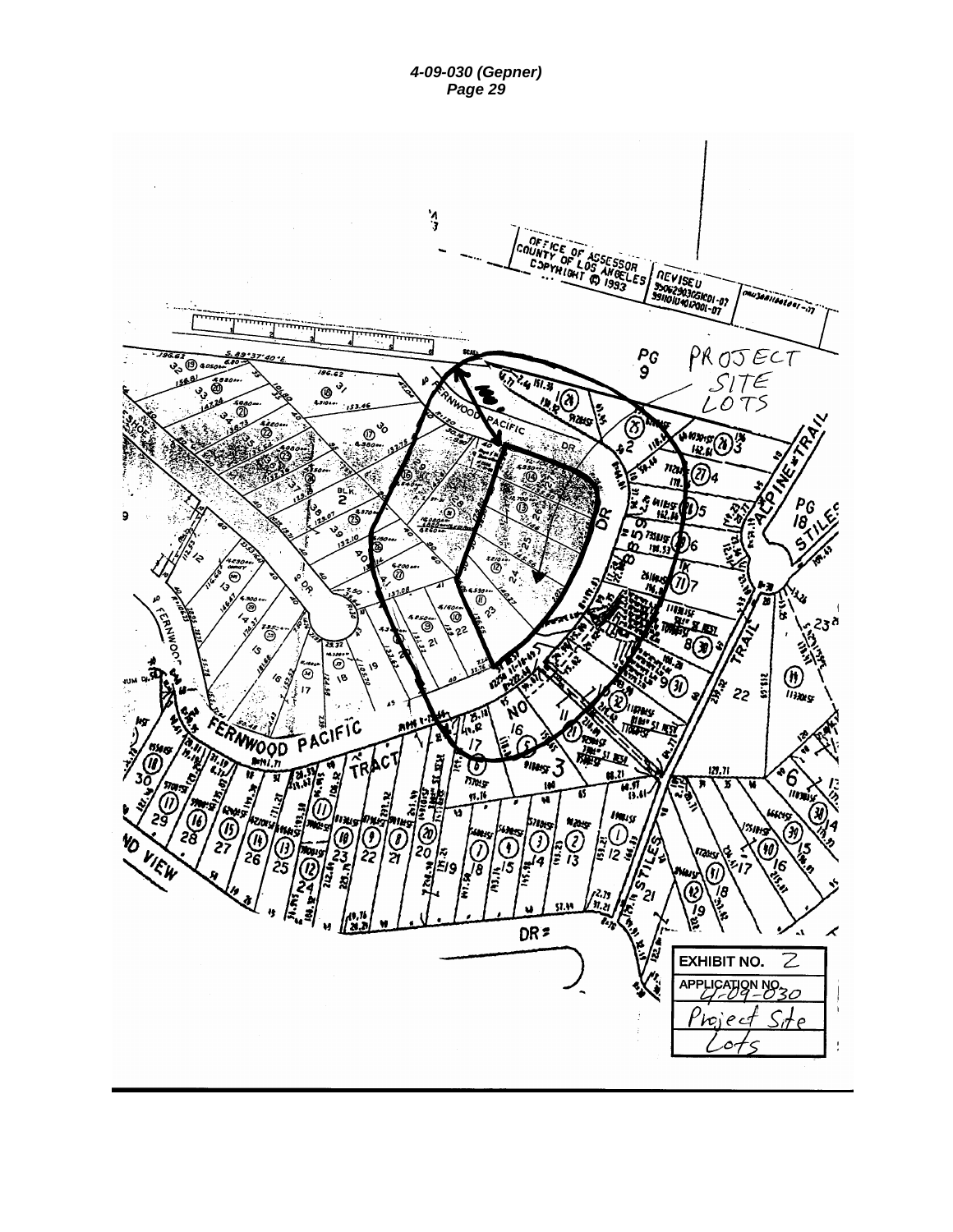OFFICE OF ASSESSOR
COUNTY OF LOS ANGELES
COPYRIGHT © 1993

REVISED

PROJECT SITE LOTS

FERNWOOD PACIFIC DR.

ALPINE TRAIL

STILES TRAIL

FERNWOOD PACIFIC

TRACT NO.

DR.

**EXHIBIT NO.** 2

**APPLICATION NO.** 4-09-030

Project Site Lots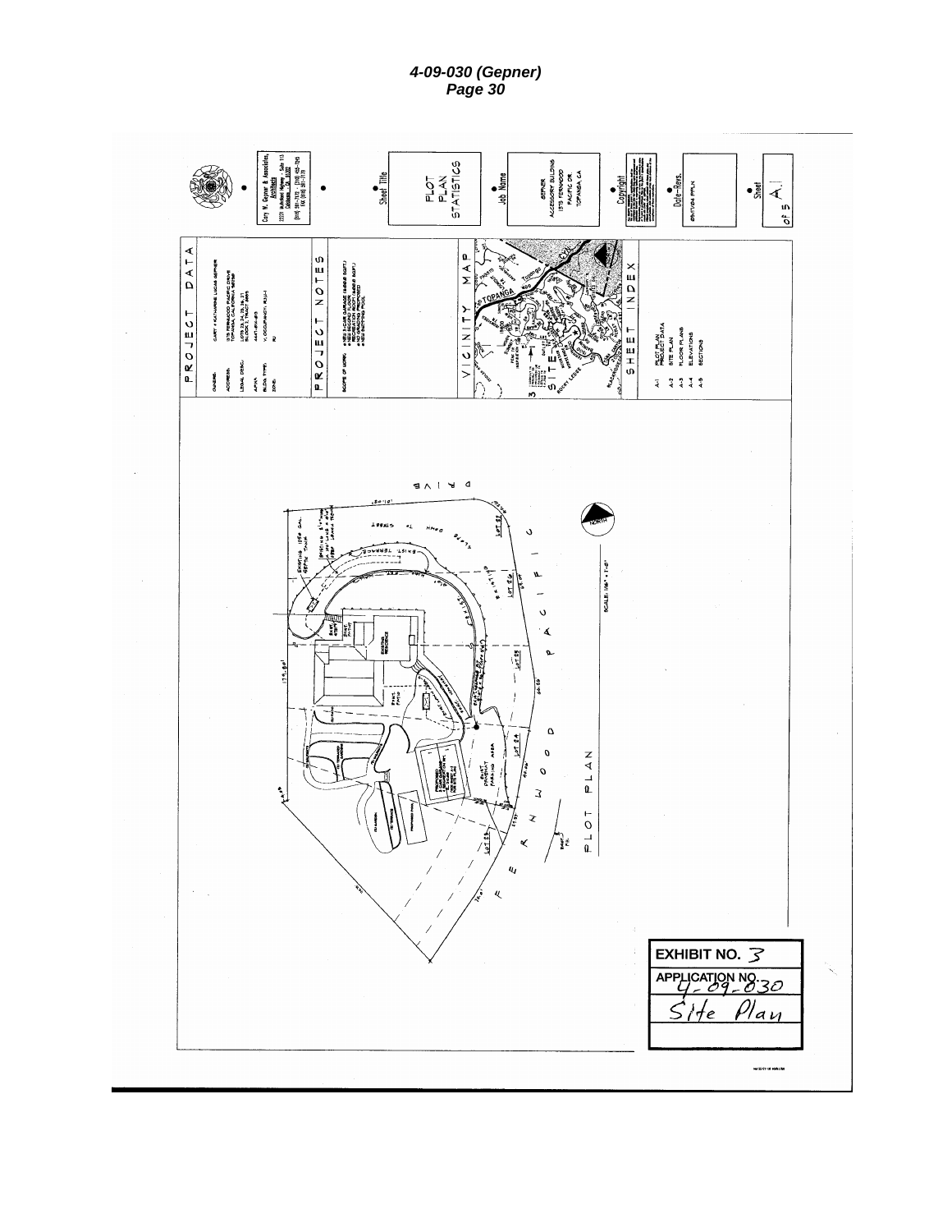# PLOT PLAN

## PROJECT DATA

OWNERS: GARY + KATHARINE LUCAS GEPNER

ADDRESS: 1575 FERNWOOD PACIFIC DRIVE, TOPANGA, CALIFORNIA 90290

LEGAL DESC: LOTS 23, 24, 25, 26, 27; BLOCK 5, TRACT 8985

APN: 4447-014-013

BLDG. TYPE: V, OCCUPANCY: R3,U-1

ZONE: R1

## PROJECT NOTES

SCOPE OF WORK:
- NEW 2-CAR GARAGE
- NEW SECOND FLOOR
- RECREATION ROOM
- NO GRADING PROPOSED
- NEW SWIMMING POOL

## VICINITY MAP

## SHEET INDEX

- A-1 PLOT PLAN, PROJECT DATA
- A-2 SITE PLAN
- A-3 FLOOR PLANS
- A-4 ELEVATIONS
- A-5 SECTIONS

Gary M. Gepner & Associates, Architects

Sheet Title: PLOT PLAN STATISTICS

Job Name: GEPNER ACCESSORY BUILDING, 1575 FERNWOOD PACIFIC DR, TOPANGA CA

Copyright

Date-Revs.: 05/17/04 PPLN

Sheet: A-1 of 5

FERNWOOD PACIFIC DRIVE

EXISTING RESIDENCE

PROPOSED 2-CAR GARAGE

SCALE: 1/16" = 1'-0"

NORTH

PLOT PLAN

EXHIBIT NO. 3

APPLICATION NO. 4-09-030

Site Plan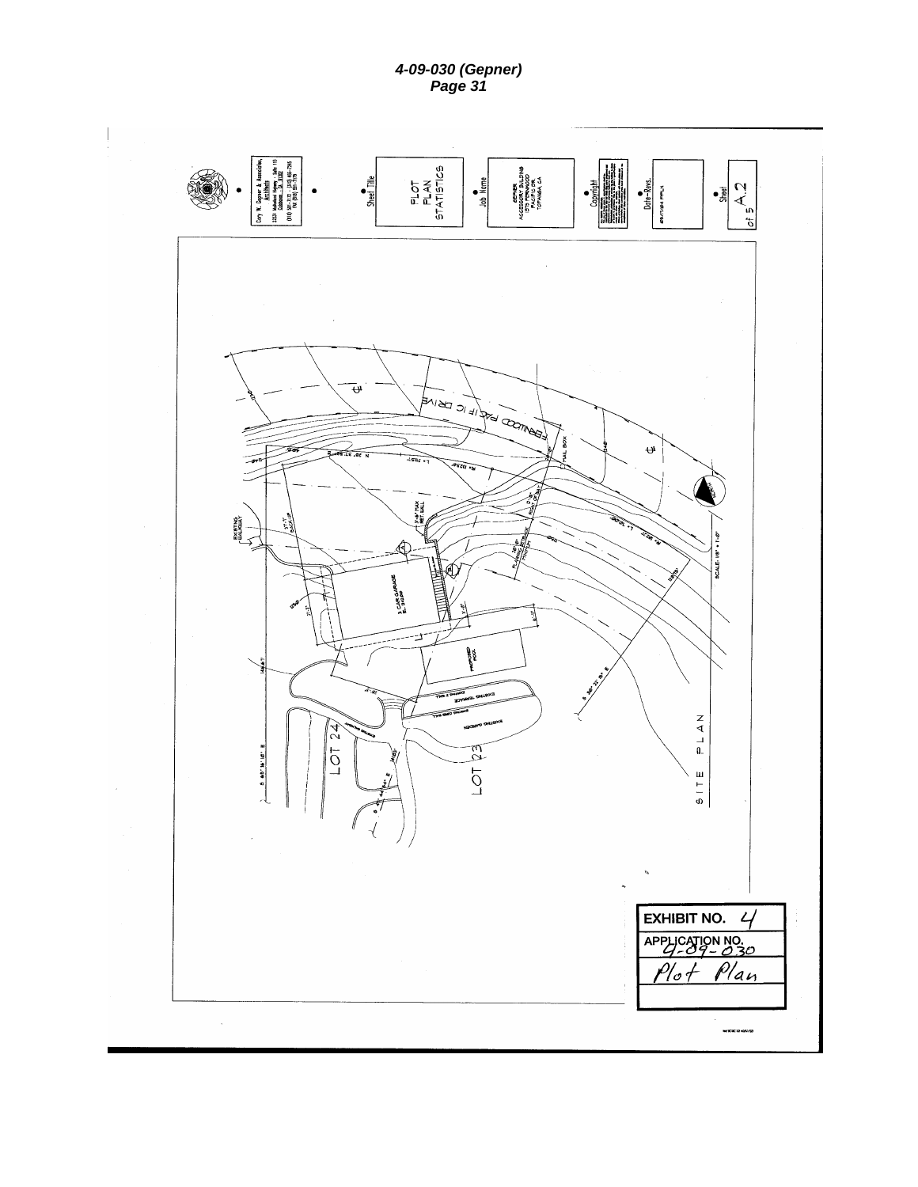Cory W. Gepner & Associates, Architects

Sheet Title: PLOT PLAN STATISTICS

Job Name: GEPNER ACCESSORY BUILDING, 1573 FERNWOOD PACIFIC DR, TOPANGA, CA

Copyright

Date-Revs.

Sheet: A.2 of 5

FERNWOOD PACIFIC DRIVE

2 CAR GARAGE

PROPOSED POOL

EXISTING TERRACE

EXISTING GARDEN

LOT 24

LOT 23

SITE PLAN

SCALE: 1/8" = 1'-0"

NORTH

| EXHIBIT NO. 4 |
|---|
| APPLICATION NO. 4-09-030 |
| Plot Plan |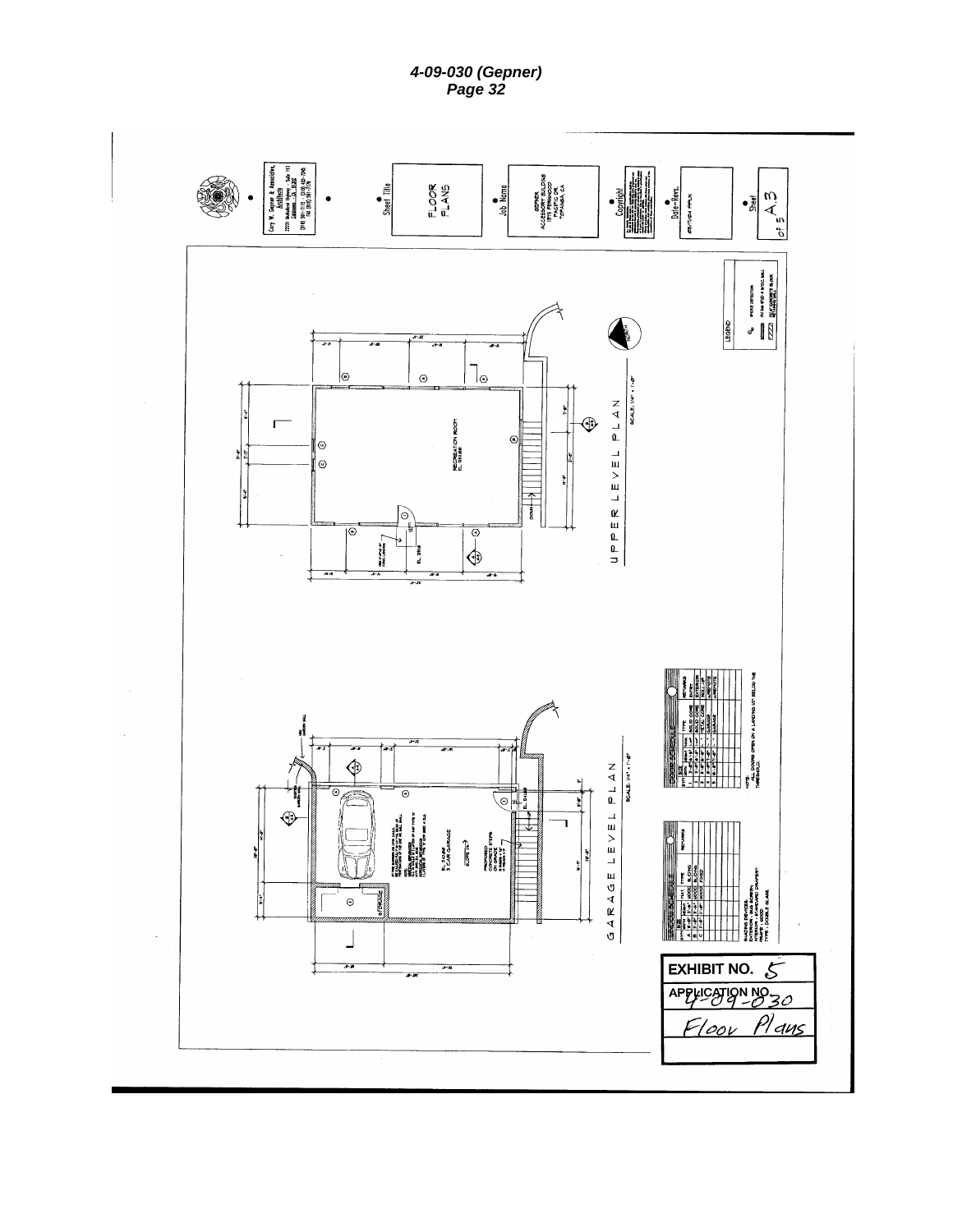# FLOOR PLANS

Gary W. Gepner & Associates, Architects

Sheet Title: FLOOR PLANS

Job Name: GEPNER ACCESSORY BUILDING, PACIFIC DR., TOPANGA, CA

Copyright

Date-Revs.

Sheet A3

UPPER LEVEL PLAN

SCALE: 1/4" = 1'-0"

RECREATION ROOM

GARAGE LEVEL PLAN

SCALE: 1/4" = 1'-0"

3 CAR GARAGE

STORAGE

WINDOW SCHEDULE

DOOR SCHEDULE

NOTE: ALL DOORS OPEN ON A LANDING 1/2" BELOW THE THRESHOLD.

LEGEND

NORTH

EXHIBIT NO. 5

APPLICATION NO. 4-09-030

Floor Plans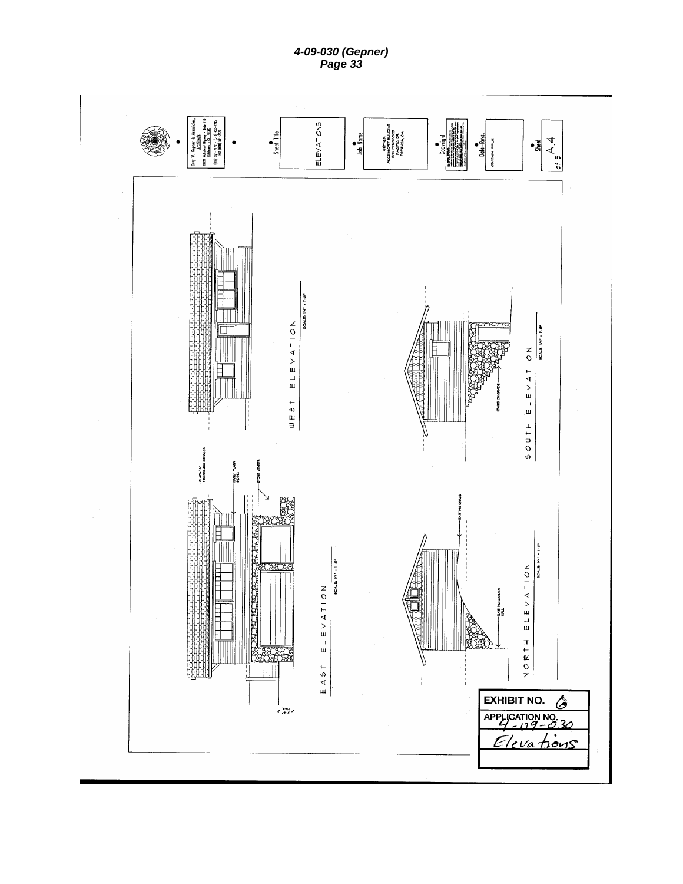Cory M. Gepner & Associates, Architects
22231 Mulholland Highway Suite 113
Calabasas, CA 91302
(818) 591-7171 (310) 455-2745
FAX (818) 591-7179

Sheet Title

ELEVATIONS

Job Name

GEPNER
ACCESSORY BUILDING
875 FERNWOOD
PACIFIC DR.
TOPANGA, CA

Copyright

Date-Revs.

Sheet

A.4

of 5

CLASS "A" FIBERGLASS SHINGLES

HARDI PLANK SIDING

STONE VENEER

EAST ELEVATION

SCALE: 1/4" = 1'-0"

WEST ELEVATION

SCALE: 1/4" = 1'-0"

EXISTING GRADE

EXISTING GARDEN WALL

NORTH ELEVATION

SCALE: 1/4" = 1'-0"

STAIRS ON GRADE

SOUTH ELEVATION

SCALE: 1/4" = 1'-0"

**EXHIBIT NO.** 6

**APPLICATION NO.** 4-09-030

Elevations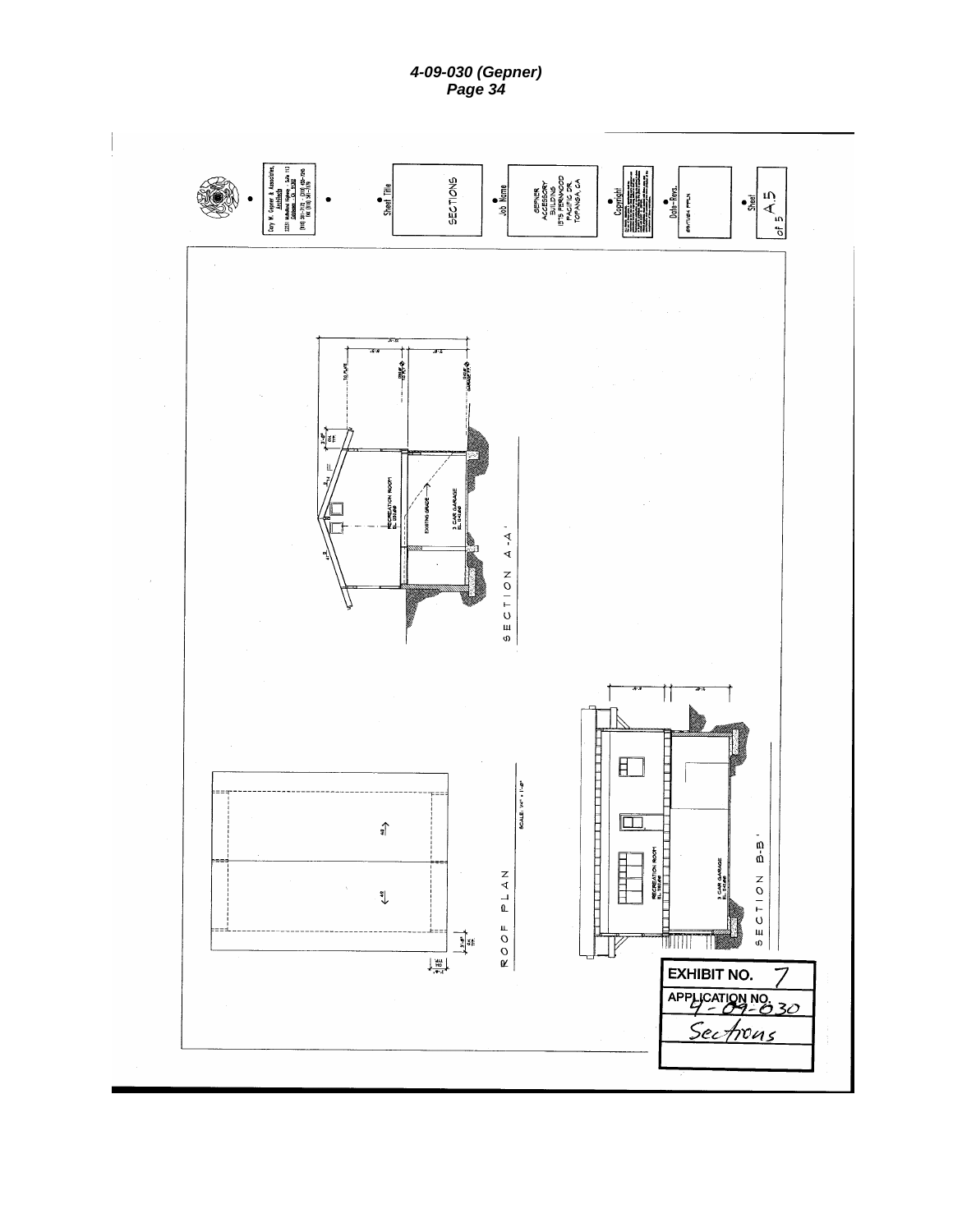Gary W. Gepner & Associates, Architects

Sheet Title

SECTIONS

Job Name

GEPNER ACCESSORY BUILDING 1375 FERNWOOD PACIFIC DR. TOPANGA, CA

Copyright

Date-Revs.

Sheet

A.5

of 5

RECREATION ROOM

EXISTING GRADE

3 CAR GARAGE

SECTION A-A'

ROOF PLAN

SCALE: 1/4" = 1'-0"

RECREATION ROOM

3 CAR GARAGE

SECTION B-B'

EXHIBIT NO. 7

APPLICATION NO. 4-09-030

Sections